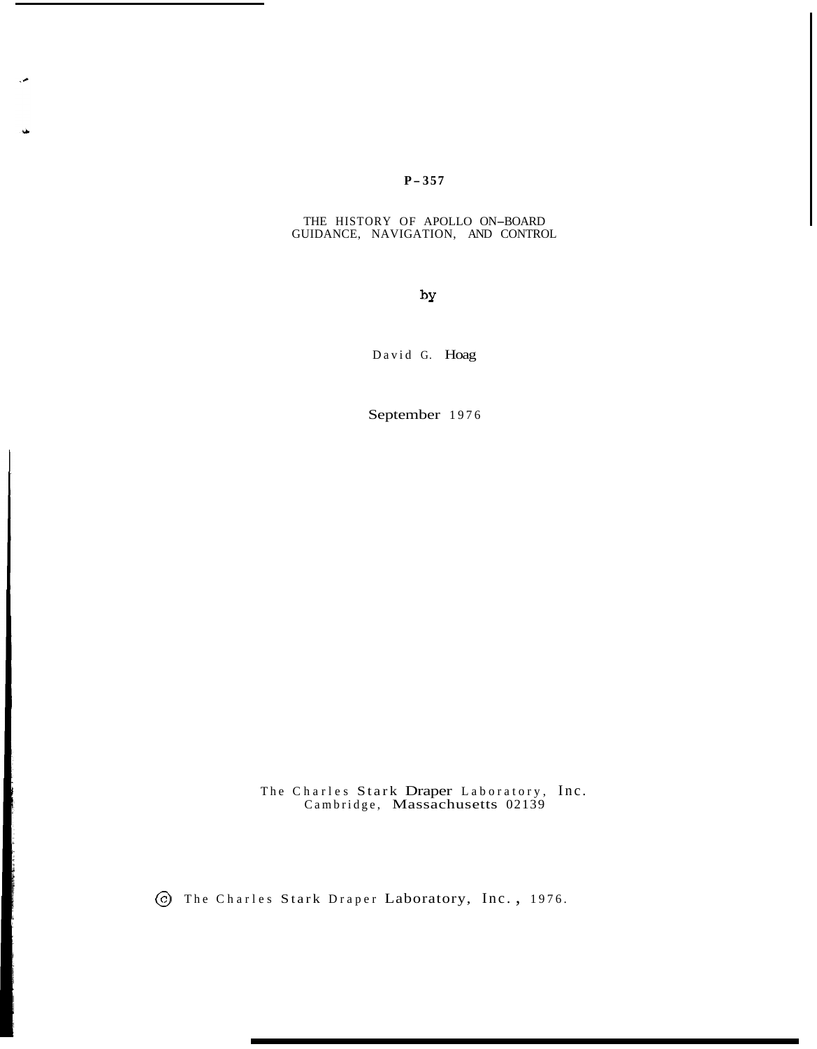**P-357**

# THE HISTORY OF APOLLO ON-BOARD GUIDANCE, NAVIGATION, AND CONTROL

by

David G. Hoag

September 1976

The Charles Stark Draper Laboratory, Inc.
Cambridge, Massachusetts 02139

© The Charles Stark Draper Laboratory, Inc., 1976.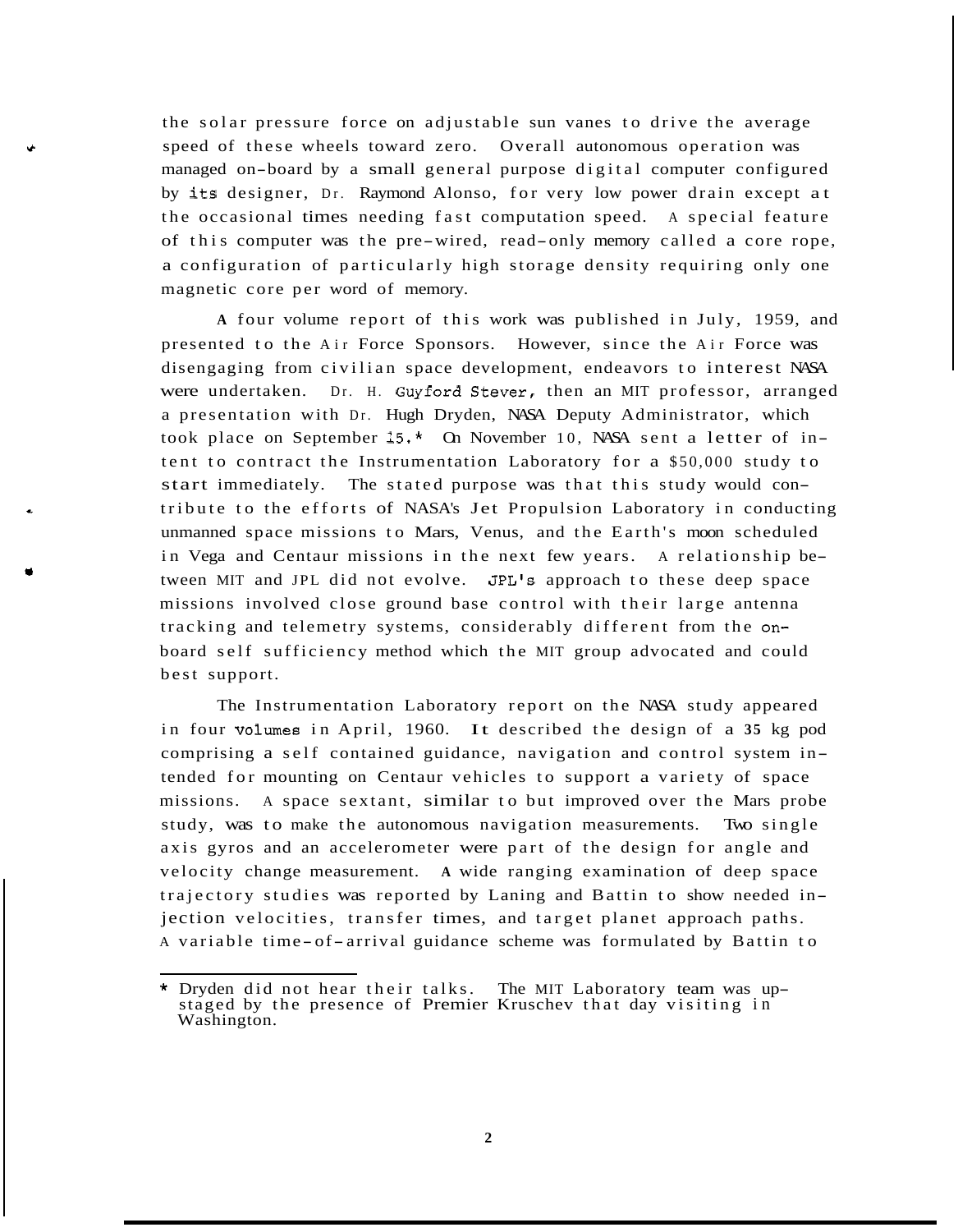the solar pressure force on adjustable sun vanes to drive the average speed of these wheels toward zero. Overall autonomous operation was managed on-board by a small general purpose digital computer configured by its designer, Dr. Raymond Alonso, for very low power drain except at the occasional times needing fast computation speed. A special feature of this computer was the pre-wired, read-only memory called a core rope, a configuration of particularly high storage density requiring only one magnetic core per word of memory.

A four volume report of this work was published in July, 1959, and presented to the Air Force Sponsors. However, since the Air Force was disengaging from civilian space development, endeavors to interest NASA were undertaken. Dr. H. Guyford Stever, then an MIT professor, arranged a presentation with Dr. Hugh Dryden, NASA Deputy Administrator, which took place on September 15.* On November 10, NASA sent a letter of intent to contract the Instrumentation Laboratory for a $50,000 study to start immediately. The stated purpose was that this study would contribute to the efforts of NASA's Jet Propulsion Laboratory in conducting unmanned space missions to Mars, Venus, and the Earth's moon scheduled in Vega and Centaur missions in the next few years. A relationship between MIT and JPL did not evolve. JPL's approach to these deep space missions involved close ground base control with their large antenna tracking and telemetry systems, considerably different from the on-board self sufficiency method which the MIT group advocated and could best support.

The Instrumentation Laboratory report on the NASA study appeared in four volumes in April, 1960. It described the design of a 35 kg pod comprising a self contained guidance, navigation and control system intended for mounting on Centaur vehicles to support a variety of space missions. A space sextant, similar to but improved over the Mars probe study, was to make the autonomous navigation measurements. Two single axis gyros and an accelerometer were part of the design for angle and velocity change measurement. A wide ranging examination of deep space trajectory studies was reported by Laning and Battin to show needed injection velocities, transfer times, and target planet approach paths. A variable time-of-arrival guidance scheme was formulated by Battin to

---

* Dryden did not hear their talks. The MIT Laboratory team was upstaged by the presence of Premier Kruschev that day visiting in Washington.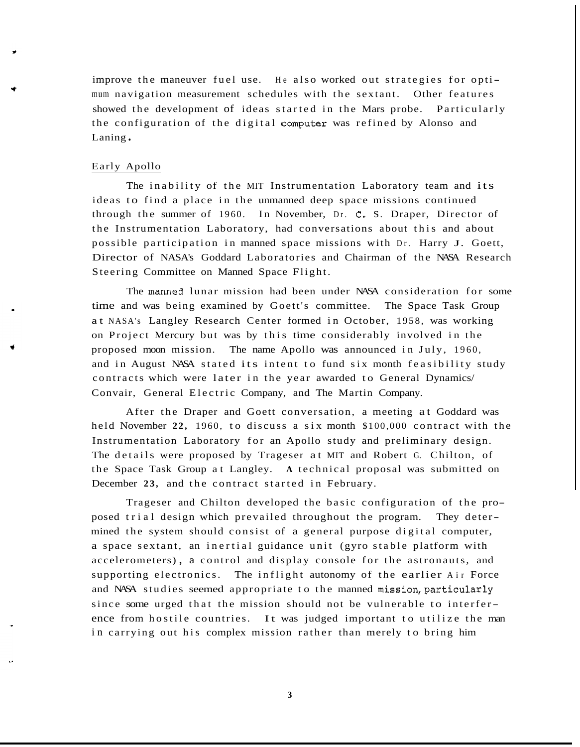improve the maneuver fuel use. He also worked out strategies for optimum navigation measurement schedules with the sextant. Other features showed the development of ideas started in the Mars probe. Particularly the configuration of the digital computer was refined by Alonso and Laning.

## Early Apollo

The inability of the MIT Instrumentation Laboratory team and its ideas to find a place in the unmanned deep space missions continued through the summer of 1960. In November, Dr. C. S. Draper, Director of the Instrumentation Laboratory, had conversations about this and about possible participation in manned space missions with Dr. Harry J. Goett, Director of NASA's Goddard Laboratories and Chairman of the NASA Research Steering Committee on Manned Space Flight.

The manned lunar mission had been under NASA consideration for some time and was being examined by Goett's committee. The Space Task Group at NASA's Langley Research Center formed in October, 1958, was working on Project Mercury but was by this time considerably involved in the proposed moon mission. The name Apollo was announced in July, 1960, and in August NASA stated its intent to fund six month feasibility study contracts which were later in the year awarded to General Dynamics/ Convair, General Electric Company, and The Martin Company.

After the Draper and Goett conversation, a meeting at Goddard was held November 22, 1960, to discuss a six month $100,000 contract with the Instrumentation Laboratory for an Apollo study and preliminary design. The details were proposed by Trageser at MIT and Robert G. Chilton, of the Space Task Group at Langley. A technical proposal was submitted on December 23, and the contract started in February.

Trageser and Chilton developed the basic configuration of the proposed trial design which prevailed throughout the program. They determined the system should consist of a general purpose digital computer, a space sextant, an inertial guidance unit (gyro stable platform with accelerometers), a control and display console for the astronauts, and supporting electronics. The inflight autonomy of the earlier Air Force and NASA studies seemed appropriate to the manned mission, particularly since some urged that the mission should not be vulnerable to interference from hostile countries. It was judged important to utilize the man in carrying out his complex mission rather than merely to bring him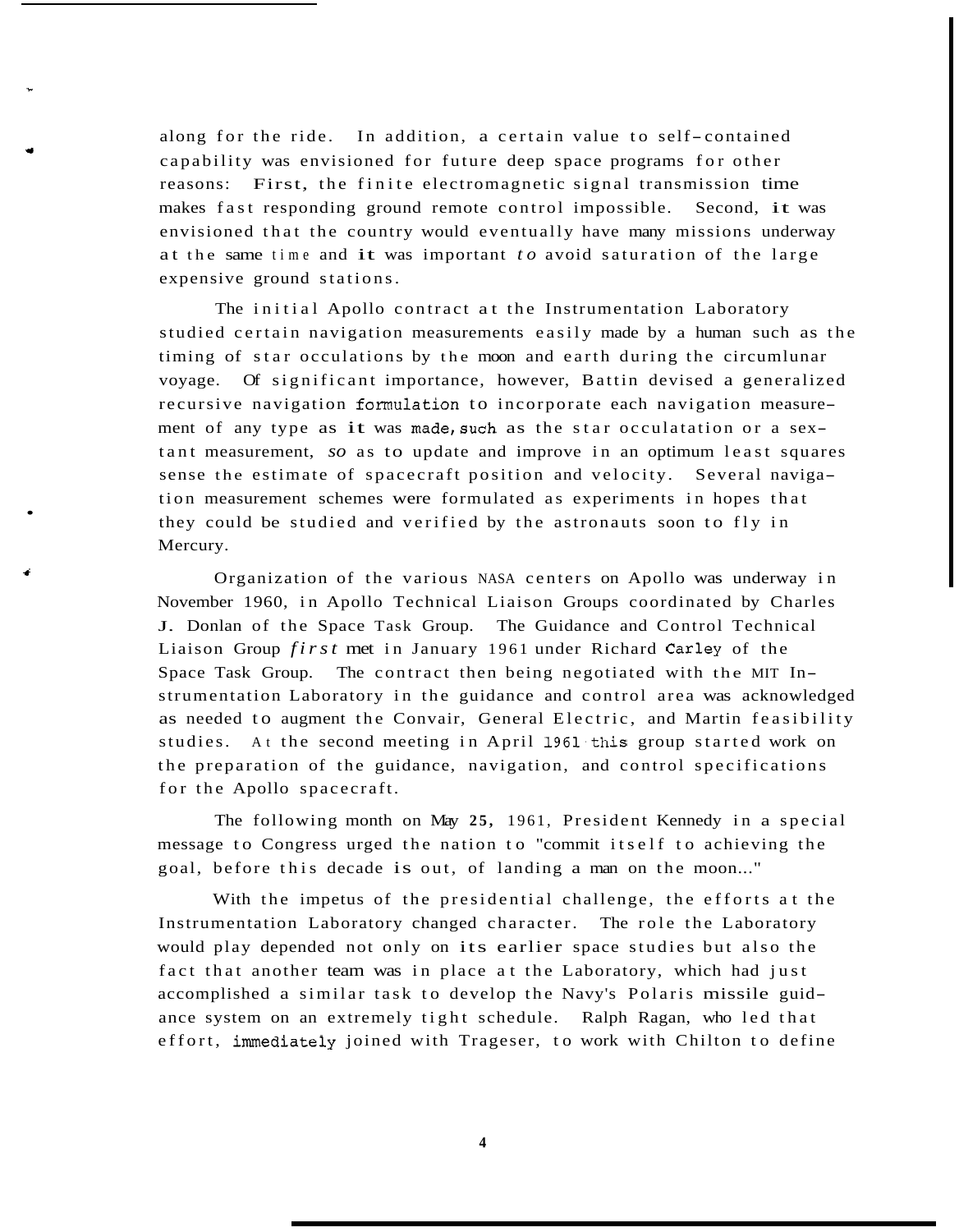along for the ride. In addition, a certain value to self-contained capability was envisioned for future deep space programs for other reasons: First, the finite electromagnetic signal transmission time makes fast responding ground remote control impossible. Second, it was envisioned that the country would eventually have many missions underway at the same time and it was important to avoid saturation of the large expensive ground stations.

The initial Apollo contract at the Instrumentation Laboratory studied certain navigation measurements easily made by a human such as the timing of star occulations by the moon and earth during the circumlunar voyage. Of significant importance, however, Battin devised a generalized recursive navigation formulation to incorporate each navigation measurement of any type as it was made, such as the star occulatation or a sextant measurement, so as to update and improve in an optimum least squares sense the estimate of spacecraft position and velocity. Several navigation measurement schemes were formulated as experiments in hopes that they could be studied and verified by the astronauts soon to fly in Mercury.

Organization of the various NASA centers on Apollo was underway in November 1960, in Apollo Technical Liaison Groups coordinated by Charles J. Donlan of the Space Task Group. The Guidance and Control Technical Liaison Group *first* met in January 1961 under Richard Carley of the Space Task Group. The contract then being negotiated with the MIT Instrumentation Laboratory in the guidance and control area was acknowledged as needed to augment the Convair, General Electric, and Martin feasibility studies. At the second meeting in April 1961 this group started work on the preparation of the guidance, navigation, and control specifications for the Apollo spacecraft.

The following month on May 25, 1961, President Kennedy in a special message to Congress urged the nation to "commit itself to achieving the goal, before this decade is out, of landing a man on the moon..."

With the impetus of the presidential challenge, the efforts at the Instrumentation Laboratory changed character. The role the Laboratory would play depended not only on its earlier space studies but also the fact that another team was in place at the Laboratory, which had just accomplished a similar task to develop the Navy's Polaris missile guidance system on an extremely tight schedule. Ralph Ragan, who led that effort, immediately joined with Trageser, to work with Chilton to define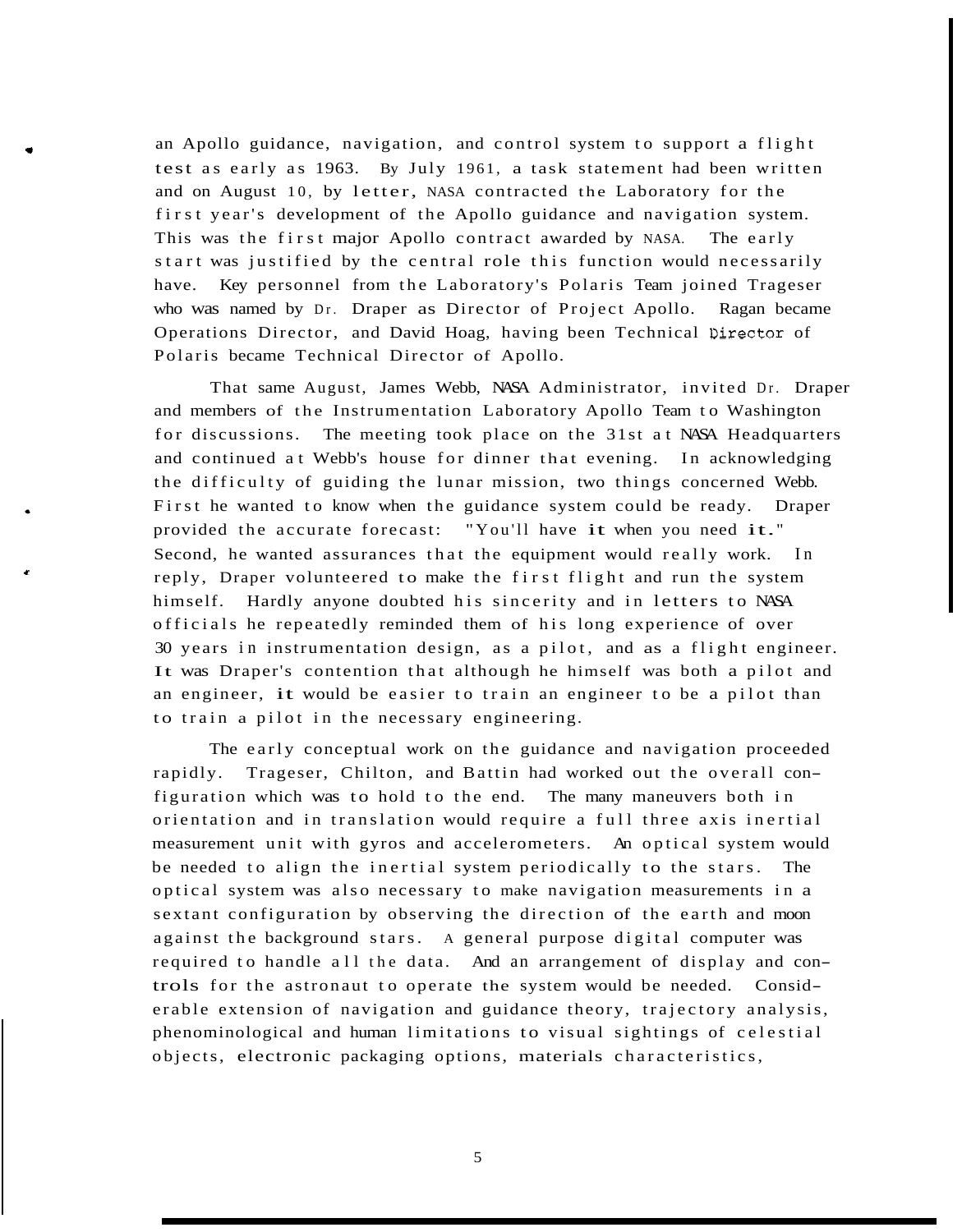an Apollo guidance, navigation, and control system to support a flight test as early as 1963. By July 1961, a task statement had been written and on August 10, by letter, NASA contracted the Laboratory for the first year's development of the Apollo guidance and navigation system. This was the first major Apollo contract awarded by NASA. The early start was justified by the central role this function would necessarily have. Key personnel from the Laboratory's Polaris Team joined Trageser who was named by Dr. Draper as Director of Project Apollo. Ragan became Operations Director, and David Hoag, having been Technical Director of Polaris became Technical Director of Apollo.

That same August, James Webb, NASA Administrator, invited Dr. Draper and members of the Instrumentation Laboratory Apollo Team to Washington for discussions. The meeting took place on the 31st at NASA Headquarters and continued at Webb's house for dinner that evening. In acknowledging the difficulty of guiding the lunar mission, two things concerned Webb. First he wanted to know when the guidance system could be ready. Draper provided the accurate forecast: "You'll have it when you need it." Second, he wanted assurances that the equipment would really work. In reply, Draper volunteered to make the first flight and run the system himself. Hardly anyone doubted his sincerity and in letters to NASA officials he repeatedly reminded them of his long experience of over 30 years in instrumentation design, as a pilot, and as a flight engineer. It was Draper's contention that although he himself was both a pilot and an engineer, it would be easier to train an engineer to be a pilot than to train a pilot in the necessary engineering.

The early conceptual work on the guidance and navigation proceeded rapidly. Trageser, Chilton, and Battin had worked out the overall configuration which was to hold to the end. The many maneuvers both in orientation and in translation would require a full three axis inertial measurement unit with gyros and accelerometers. An optical system would be needed to align the inertial system periodically to the stars. The optical system was also necessary to make navigation measurements in a sextant configuration by observing the direction of the earth and moon against the background stars. A general purpose digital computer was required to handle all the data. And an arrangement of display and controls for the astronaut to operate the system would be needed. Considerable extension of navigation and guidance theory, trajectory analysis, phenominological and human limitations to visual sightings of celestial objects, electronic packaging options, materials characteristics,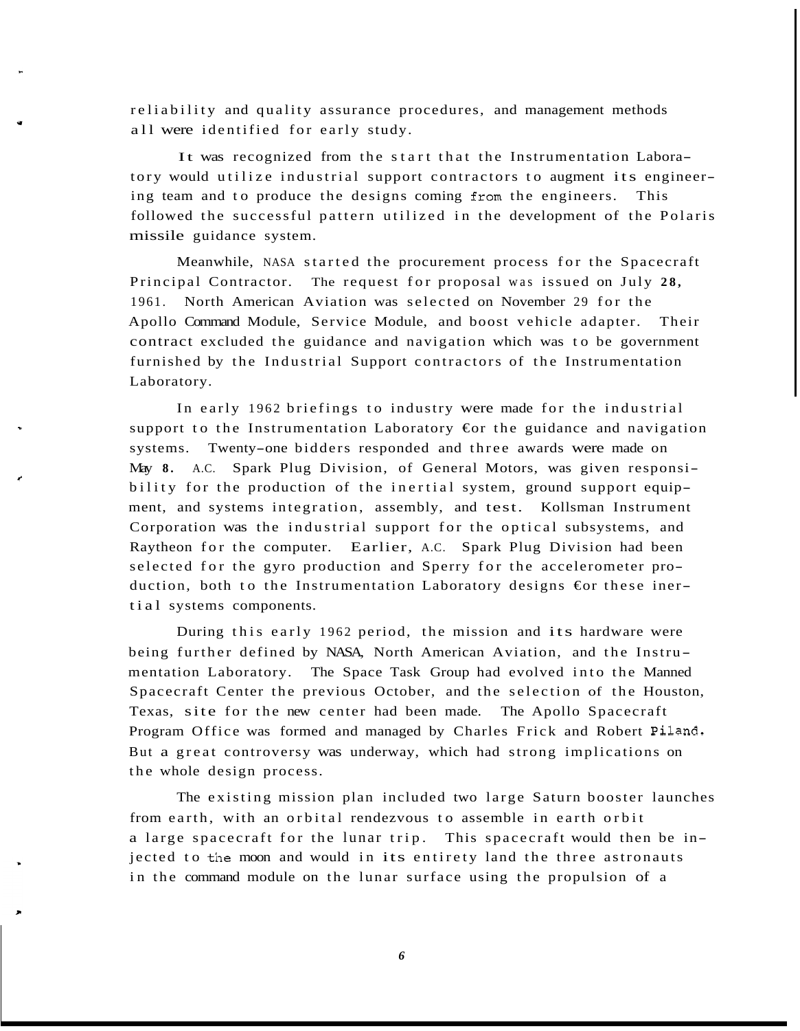reliability and quality assurance procedures, and management methods all were identified for early study.

It was recognized from the start that the Instrumentation Laboratory would utilize industrial support contractors to augment its engineering team and to produce the designs coming from the engineers. This followed the successful pattern utilized in the development of the Polaris missile guidance system.

Meanwhile, NASA started the procurement process for the Spacecraft Principal Contractor. The request for proposal was issued on July 28, 1961. North American Aviation was selected on November 29 for the Apollo Command Module, Service Module, and boost vehicle adapter. Their contract excluded the guidance and navigation which was to be government furnished by the Industrial Support contractors of the Instrumentation Laboratory.

In early 1962 briefings to industry were made for the industrial support to the Instrumentation Laboratory for the guidance and navigation systems. Twenty-one bidders responded and three awards were made on May 8. A.C. Spark Plug Division, of General Motors, was given responsibility for the production of the inertial system, ground support equipment, and systems integration, assembly, and test. Kollsman Instrument Corporation was the industrial support for the optical subsystems, and Raytheon for the computer. Earlier, A.C. Spark Plug Division had been selected for the gyro production and Sperry for the accelerometer production, both to the Instrumentation Laboratory designs for these inertial systems components.

During this early 1962 period, the mission and its hardware were being further defined by NASA, North American Aviation, and the Instrumentation Laboratory. The Space Task Group had evolved into the Manned Spacecraft Center the previous October, and the selection of the Houston, Texas, site for the new center had been made. The Apollo Spacecraft Program Office was formed and managed by Charles Frick and Robert Piland. But a great controversy was underway, which had strong implications on the whole design process.

The existing mission plan included two large Saturn booster launches from earth, with an orbital rendezvous to assemble in earth orbit a large spacecraft for the lunar trip. This spacecraft would then be injected to the moon and would in its entirety land the three astronauts in the command module on the lunar surface using the propulsion of a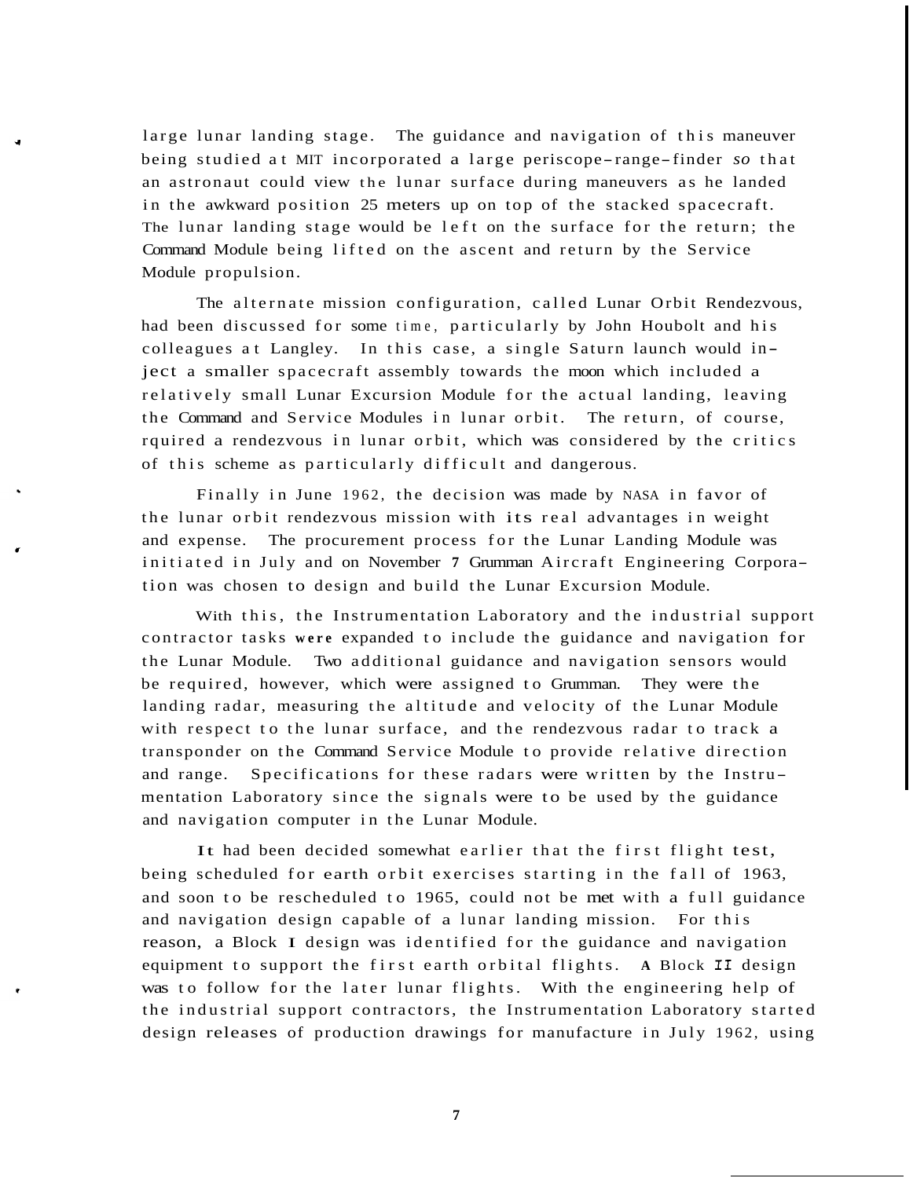large lunar landing stage. The guidance and navigation of this maneuver being studied at MIT incorporated a large periscope-range-finder *so* that an astronaut could view the lunar surface during maneuvers as he landed in the awkward position 25 meters up on top of the stacked spacecraft. The lunar landing stage would be left on the surface for the return; the Command Module being lifted on the ascent and return by the Service Module propulsion.

The alternate mission configuration, called Lunar Orbit Rendezvous, had been discussed for some time, particularly by John Houbolt and his colleagues at Langley. In this case, a single Saturn launch would inject a smaller spacecraft assembly towards the moon which included a relatively small Lunar Excursion Module for the actual landing, leaving the Command and Service Modules in lunar orbit. The return, of course, rquired a rendezvous in lunar orbit, which was considered by the critics of this scheme as particularly difficult and dangerous.

Finally in June 1962, the decision was made by NASA in favor of the lunar orbit rendezvous mission with its real advantages in weight and expense. The procurement process for the Lunar Landing Module was initiated in July and on November 7 Grumman Aircraft Engineering Corporation was chosen to design and build the Lunar Excursion Module.

With this, the Instrumentation Laboratory and the industrial support contractor tasks were expanded to include the guidance and navigation for the Lunar Module. Two additional guidance and navigation sensors would be required, however, which were assigned to Grumman. They were the landing radar, measuring the altitude and velocity of the Lunar Module with respect to the lunar surface, and the rendezvous radar to track a transponder on the Command Service Module to provide relative direction and range. Specifications for these radars were written by the Instrumentation Laboratory since the signals were to be used by the guidance and navigation computer in the Lunar Module.

It had been decided somewhat earlier that the first flight test, being scheduled for earth orbit exercises starting in the fall of 1963, and soon to be rescheduled to 1965, could not be met with a full guidance and navigation design capable of a lunar landing mission. For this reason, a Block I design was identified for the guidance and navigation equipment to support the first earth orbital flights. A Block II design was to follow for the later lunar flights. With the engineering help of the industrial support contractors, the Instrumentation Laboratory started design releases of production drawings for manufacture in July 1962, using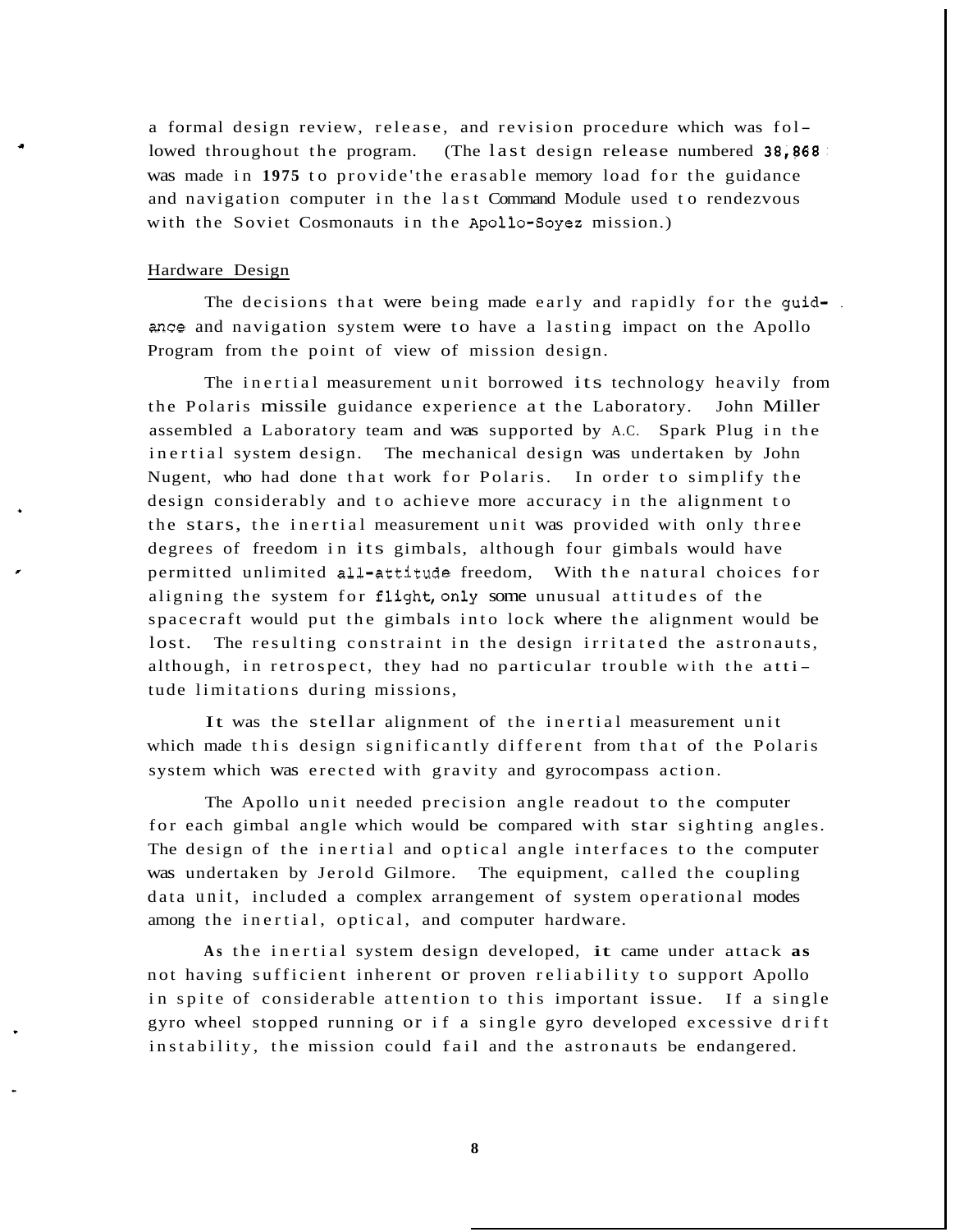a formal design review, release, and revision procedure which was followed throughout the program. (The last design release numbered 38,868 was made in 1975 to provide the erasable memory load for the guidance and navigation computer in the last Command Module used to rendezvous with the Soviet Cosmonauts in the Apollo-Soyez mission.)

## Hardware Design

The decisions that were being made early and rapidly for the guidance and navigation system were to have a lasting impact on the Apollo Program from the point of view of mission design.

The inertial measurement unit borrowed its technology heavily from the Polaris missile guidance experience at the Laboratory. John Miller assembled a Laboratory team and was supported by A.C. Spark Plug in the inertial system design. The mechanical design was undertaken by John Nugent, who had done that work for Polaris. In order to simplify the design considerably and to achieve more accuracy in the alignment to the stars, the inertial measurement unit was provided with only three degrees of freedom in its gimbals, although four gimbals would have permitted unlimited all-attitude freedom, With the natural choices for aligning the system for flight, only some unusual attitudes of the spacecraft would put the gimbals into lock where the alignment would be lost. The resulting constraint in the design irritated the astronauts, although, in retrospect, they had no particular trouble with the attitude limitations during missions,

It was the stellar alignment of the inertial measurement unit which made this design significantly different from that of the Polaris system which was erected with gravity and gyrocompass action.

The Apollo unit needed precision angle readout to the computer for each gimbal angle which would be compared with star sighting angles. The design of the inertial and optical angle interfaces to the computer was undertaken by Jerold Gilmore. The equipment, called the coupling data unit, included a complex arrangement of system operational modes among the inertial, optical, and computer hardware.

As the inertial system design developed, it came under attack as not having sufficient inherent or proven reliability to support Apollo in spite of considerable attention to this important issue. If a single gyro wheel stopped running or if a single gyro developed excessive drift instability, the mission could fail and the astronauts be endangered.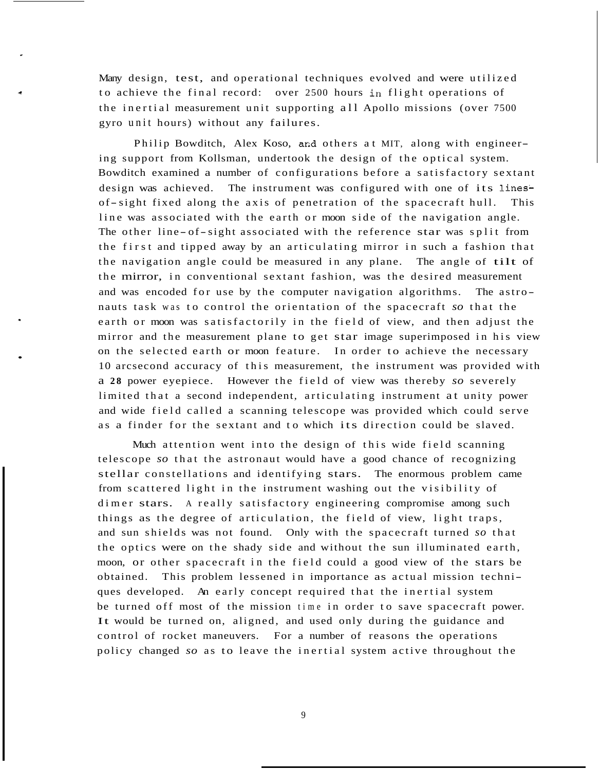Many design, test, and operational techniques evolved and were utilized to achieve the final record: over 2500 hours in flight operations of the inertial measurement unit supporting all Apollo missions (over 7500 gyro unit hours) without any failures.

Philip Bowditch, Alex Koso, and others at MIT, along with engineering support from Kollsman, undertook the design of the optical system. Bowditch examined a number of configurations before a satisfactory sextant design was achieved. The instrument was configured with one of its lines-of-sight fixed along the axis of penetration of the spacecraft hull. This line was associated with the earth or moon side of the navigation angle. The other line-of-sight associated with the reference star was split from the first and tipped away by an articulating mirror in such a fashion that the navigation angle could be measured in any plane. The angle of tilt of the mirror, in conventional sextant fashion, was the desired measurement and was encoded for use by the computer navigation algorithms. The astronauts task was to control the orientation of the spacecraft so that the earth or moon was satisfactorily in the field of view, and then adjust the mirror and the measurement plane to get star image superimposed in his view on the selected earth or moon feature. In order to achieve the necessary 10 arcsecond accuracy of this measurement, the instrument was provided with a 28 power eyepiece. However the field of view was thereby so severely limited that a second independent, articulating instrument at unity power and wide field called a scanning telescope was provided which could serve as a finder for the sextant and to which its direction could be slaved.

Much attention went into the design of this wide field scanning telescope so that the astronaut would have a good chance of recognizing stellar constellations and identifying stars. The enormous problem came from scattered light in the instrument washing out the visibility of dimer stars. A really satisfactory engineering compromise among such things as the degree of articulation, the field of view, light traps, and sun shields was not found. Only with the spacecraft turned so that the optics were on the shady side and without the sun illuminated earth, moon, or other spacecraft in the field could a good view of the stars be obtained. This problem lessened in importance as actual mission techniques developed. An early concept required that the inertial system be turned off most of the mission time in order to save spacecraft power. It would be turned on, aligned, and used only during the guidance and control of rocket maneuvers. For a number of reasons the operations policy changed so as to leave the inertial system active throughout the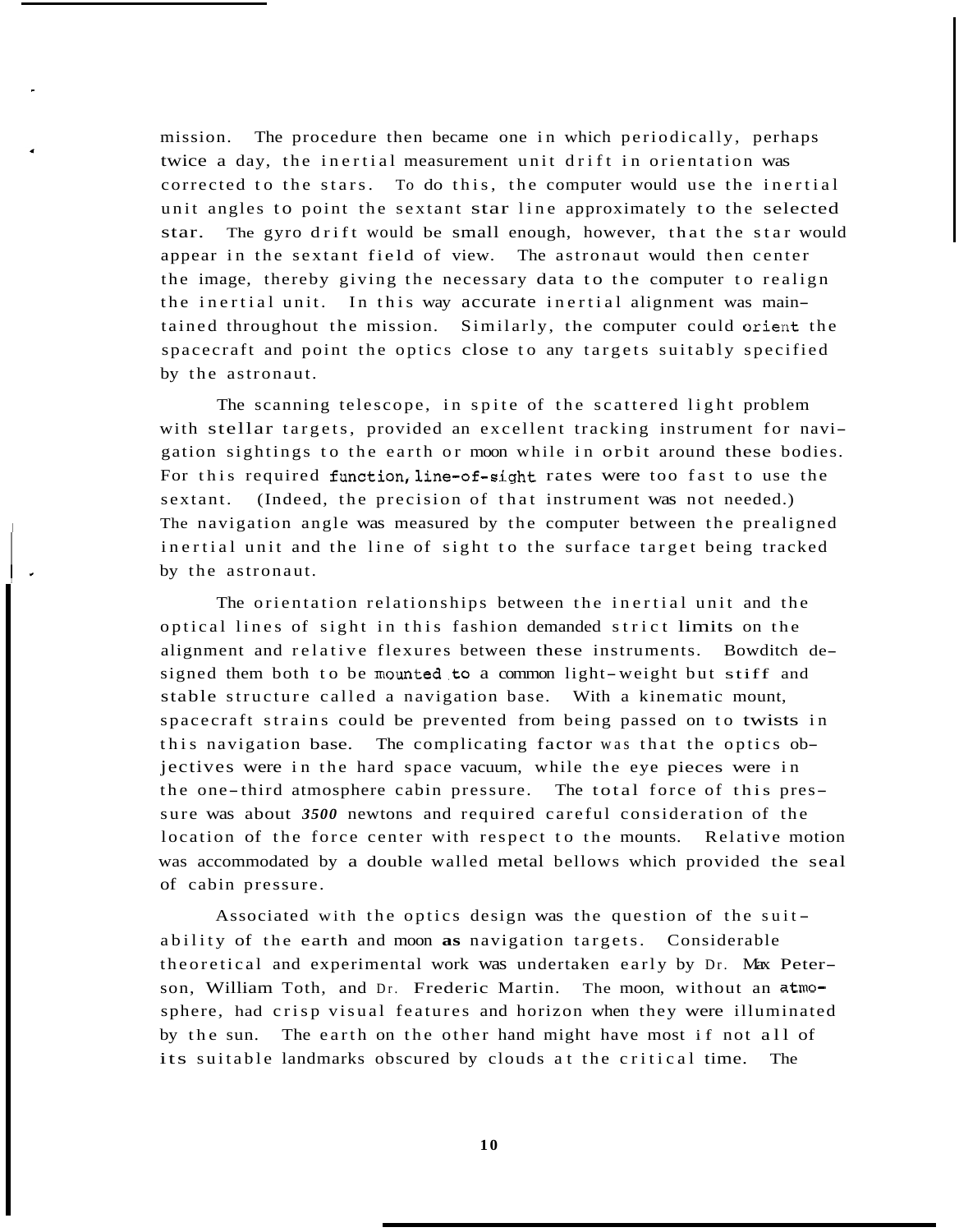mission. The procedure then became one in which periodically, perhaps twice a day, the inertial measurement unit drift in orientation was corrected to the stars. To do this, the computer would use the inertial unit angles to point the sextant star line approximately to the selected star. The gyro drift would be small enough, however, that the star would appear in the sextant field of view. The astronaut would then center the image, thereby giving the necessary data to the computer to realign the inertial unit. In this way accurate inertial alignment was maintained throughout the mission. Similarly, the computer could orient the spacecraft and point the optics close to any targets suitably specified by the astronaut.

The scanning telescope, in spite of the scattered light problem with stellar targets, provided an excellent tracking instrument for navigation sightings to the earth or moon while in orbit around these bodies. For this required function, line-of-sight rates were too fast to use the sextant. (Indeed, the precision of that instrument was not needed.) The navigation angle was measured by the computer between the prealigned inertial unit and the line of sight to the surface target being tracked by the astronaut.

The orientation relationships between the inertial unit and the optical lines of sight in this fashion demanded strict limits on the alignment and relative flexures between these instruments. Bowditch designed them both to be mounted to a common light-weight but stiff and stable structure called a navigation base. With a kinematic mount, spacecraft strains could be prevented from being passed on to twists in this navigation base. The complicating factor was that the optics objectives were in the hard space vacuum, while the eye pieces were in the one-third atmosphere cabin pressure. The total force of this pressure was about *3500* newtons and required careful consideration of the location of the force center with respect to the mounts. Relative motion was accommodated by a double walled metal bellows which provided the seal of cabin pressure.

Associated with the optics design was the question of the suitability of the earth and moon **as** navigation targets. Considerable theoretical and experimental work was undertaken early by Dr. Max Peterson, William Toth, and Dr. Frederic Martin. The moon, without an atmosphere, had crisp visual features and horizon when they were illuminated by the sun. The earth on the other hand might have most if not all of its suitable landmarks obscured by clouds at the critical time. The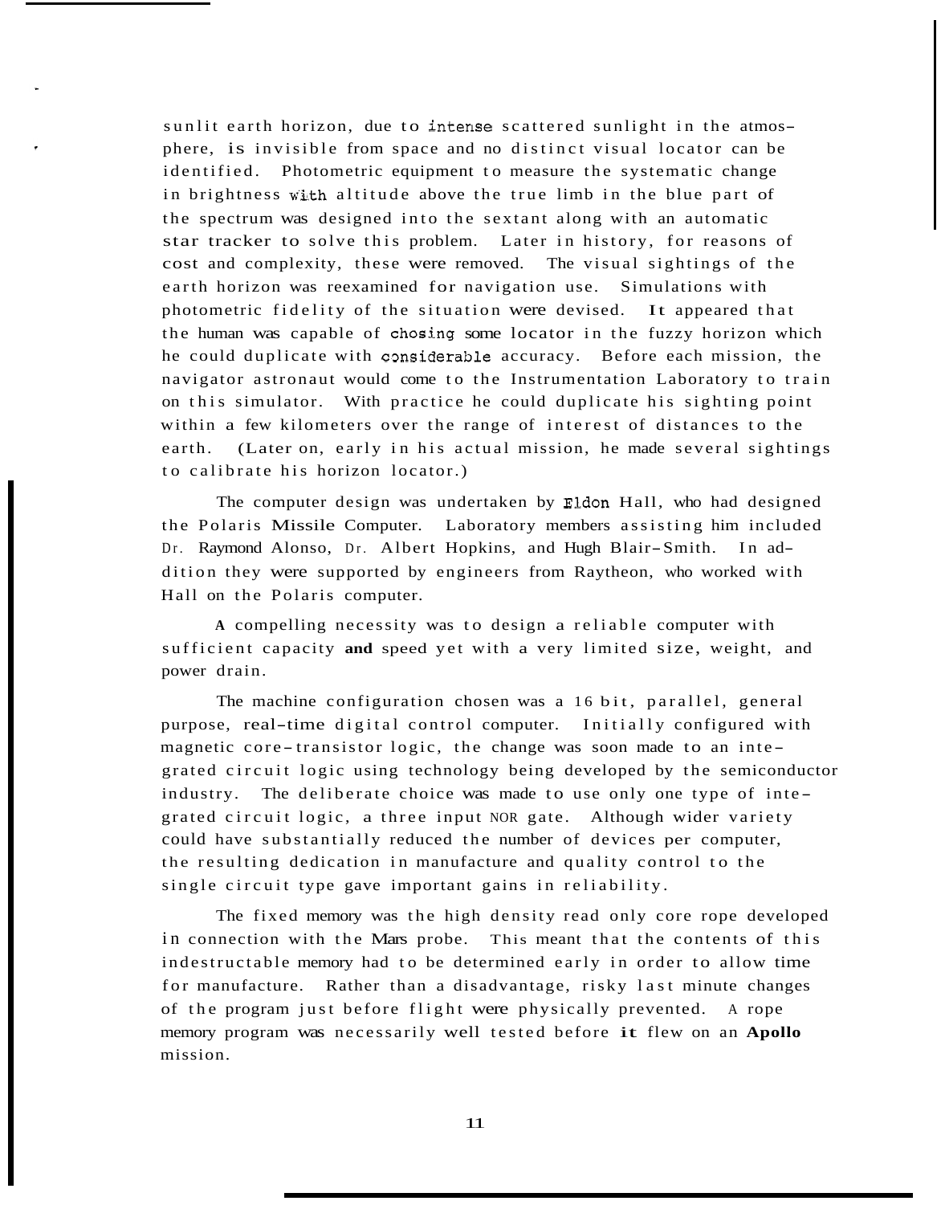sunlit earth horizon, due to intense scattered sunlight in the atmosphere, is invisible from space and no distinct visual locator can be identified. Photometric equipment to measure the systematic change in brightness with altitude above the true limb in the blue part of the spectrum was designed into the sextant along with an automatic star tracker to solve this problem. Later in history, for reasons of cost and complexity, these were removed. The visual sightings of the earth horizon was reexamined for navigation use. Simulations with photometric fidelity of the situation were devised. It appeared that the human was capable of chosing some locator in the fuzzy horizon which he could duplicate with considerable accuracy. Before each mission, the navigator astronaut would come to the Instrumentation Laboratory to train on this simulator. With practice he could duplicate his sighting point within a few kilometers over the range of interest of distances to the earth. (Later on, early in his actual mission, he made several sightings to calibrate his horizon locator.)

The computer design was undertaken by Eldon Hall, who had designed the Polaris Missile Computer. Laboratory members assisting him included Dr. Raymond Alonso, Dr. Albert Hopkins, and Hugh Blair-Smith. In addition they were supported by engineers from Raytheon, who worked with Hall on the Polaris computer.

A compelling necessity was to design a reliable computer with sufficient capacity and speed yet with a very limited size, weight, and power drain.

The machine configuration chosen was a 16 bit, parallel, general purpose, real-time digital control computer. Initially configured with magnetic core-transistor logic, the change was soon made to an integrated circuit logic using technology being developed by the semiconductor industry. The deliberate choice was made to use only one type of integrated circuit logic, a three input NOR gate. Although wider variety could have substantially reduced the number of devices per computer, the resulting dedication in manufacture and quality control to the single circuit type gave important gains in reliability.

The fixed memory was the high density read only core rope developed in connection with the Mars probe. This meant that the contents of this indestructable memory had to be determined early in order to allow time for manufacture. Rather than a disadvantage, risky last minute changes of the program just before flight were physically prevented. A rope memory program was necessarily well tested before it flew on an Apollo mission.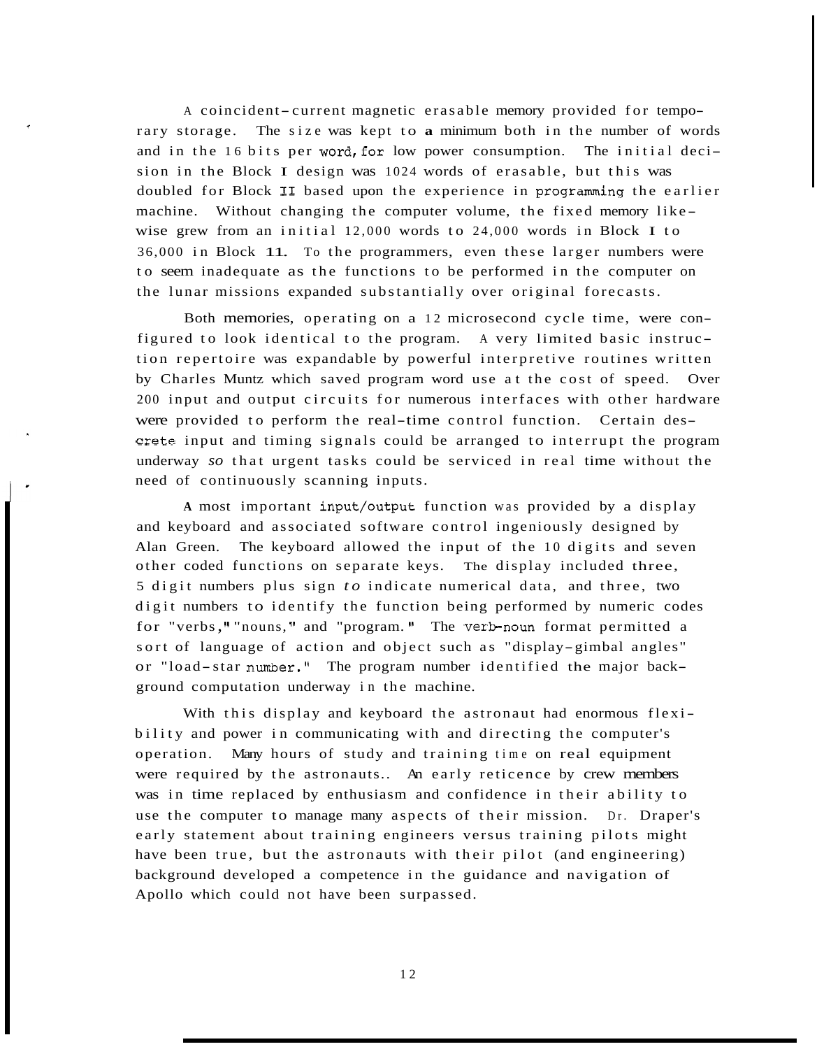A coincident-current magnetic erasable memory provided for temporary storage. The size was kept to a minimum both in the number of words and in the 16 bits per word, for low power consumption. The initial decision in the Block I design was 1024 words of erasable, but this was doubled for Block II based upon the experience in programming the earlier machine. Without changing the computer volume, the fixed memory likewise grew from an initial 12,000 words to 24,000 words in Block I to 36,000 in Block II. To the programmers, even these larger numbers were to seem inadequate as the functions to be performed in the computer on the lunar missions expanded substantially over original forecasts.

Both memories, operating on a 12 microsecond cycle time, were configured to look identical to the program. A very limited basic instruction repertoire was expandable by powerful interpretive routines written by Charles Muntz which saved program word use at the cost of speed. Over 200 input and output circuits for numerous interfaces with other hardware were provided to perform the real-time control function. Certain descrete input and timing signals could be arranged to interrupt the program underway so that urgent tasks could be serviced in real time without the need of continuously scanning inputs.

A most important input/output function was provided by a display and keyboard and associated software control ingeniously designed by Alan Green. The keyboard allowed the input of the 10 digits and seven other coded functions on separate keys. The display included three, 5 digit numbers plus sign to indicate numerical data, and three, two digit numbers to identify the function being performed by numeric codes for "verbs," "nouns," and "program." The verb-noun format permitted a sort of language of action and object such as "display-gimbal angles" or "load-star number." The program number identified the major background computation underway in the machine.

With this display and keyboard the astronaut had enormous flexibility and power in communicating with and directing the computer's operation. Many hours of study and training time on real equipment were required by the astronauts.. An early reticence by crew members was in time replaced by enthusiasm and confidence in their ability to use the computer to manage many aspects of their mission. Dr. Draper's early statement about training engineers versus training pilots might have been true, but the astronauts with their pilot (and engineering) background developed a competence in the guidance and navigation of Apollo which could not have been surpassed.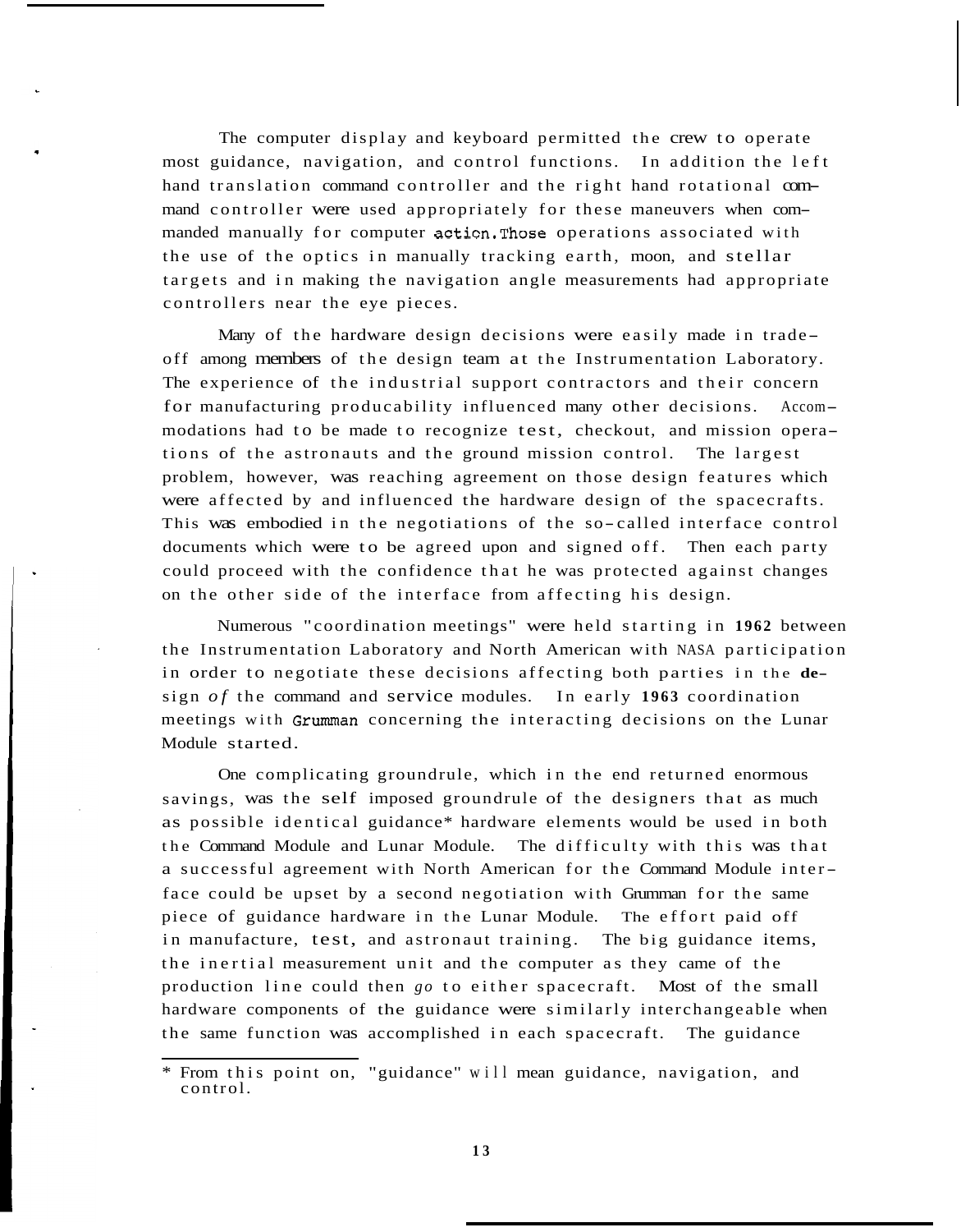The computer display and keyboard permitted the crew to operate most guidance, navigation, and control functions. In addition the left hand translation command controller and the right hand rotational command controller were used appropriately for these maneuvers when commanded manually for computer action. Those operations associated with the use of the optics in manually tracking earth, moon, and stellar targets and in making the navigation angle measurements had appropriate controllers near the eye pieces.

Many of the hardware design decisions were easily made in trade-off among members of the design team at the Instrumentation Laboratory. The experience of the industrial support contractors and their concern for manufacturing producability influenced many other decisions. Accommodations had to be made to recognize test, checkout, and mission operations of the astronauts and the ground mission control. The largest problem, however, was reaching agreement on those design features which were affected by and influenced the hardware design of the spacecrafts. This was embodied in the negotiations of the so-called interface control documents which were to be agreed upon and signed off. Then each party could proceed with the confidence that he was protected against changes on the other side of the interface from affecting his design.

Numerous "coordination meetings" were held starting in 1962 between the Instrumentation Laboratory and North American with NASA participation in order to negotiate these decisions affecting both parties in the design of the command and service modules. In early 1963 coordination meetings with Grumman concerning the interacting decisions on the Lunar Module started.

One complicating groundrule, which in the end returned enormous savings, was the self imposed groundrule of the designers that as much as possible identical guidance* hardware elements would be used in both the Command Module and Lunar Module. The difficulty with this was that a successful agreement with North American for the Command Module interface could be upset by a second negotiation with Grumman for the same piece of guidance hardware in the Lunar Module. The effort paid off in manufacture, test, and astronaut training. The big guidance items, the inertial measurement unit and the computer as they came of the production line could then *go* to either spacecraft. Most of the small hardware components of the guidance were similarly interchangeable when the same function was accomplished in each spacecraft. The guidance

---

* From this point on, "guidance" will mean guidance, navigation, and control.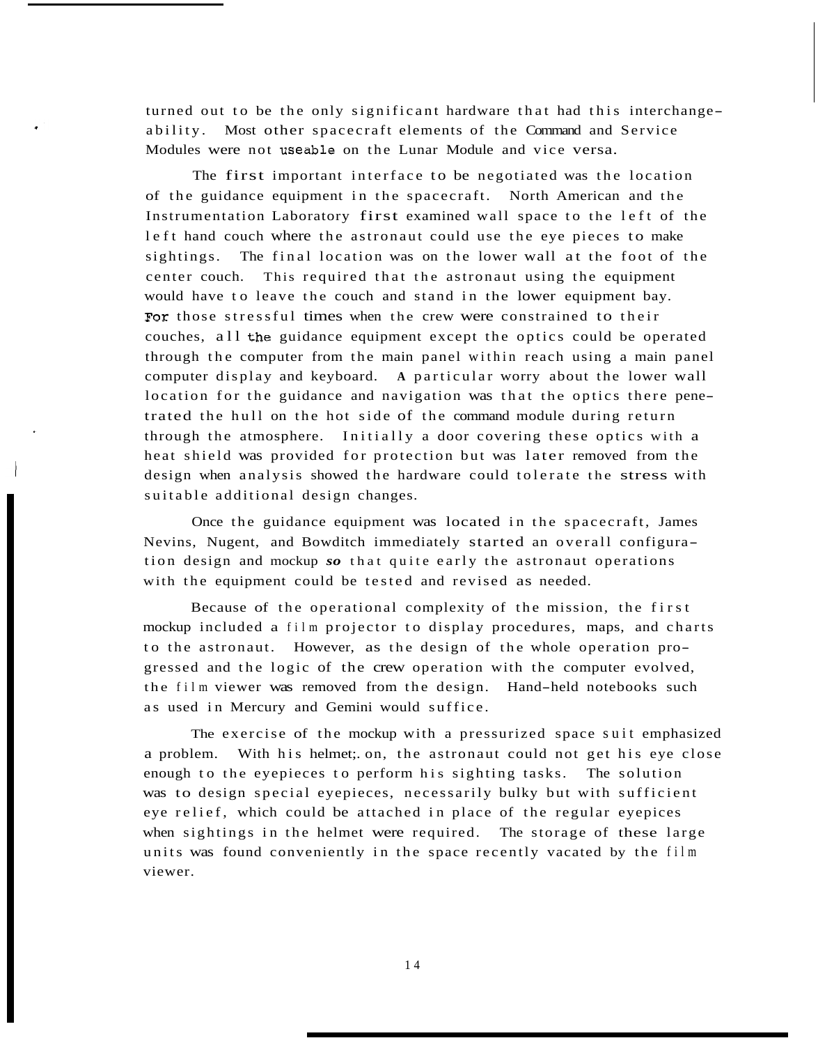turned out to be the only significant hardware that had this interchangeability. Most other spacecraft elements of the Command and Service Modules were not useable on the Lunar Module and vice versa.

The first important interface to be negotiated was the location of the guidance equipment in the spacecraft. North American and the Instrumentation Laboratory first examined wall space to the left of the left hand couch where the astronaut could use the eye pieces to make sightings. The final location was on the lower wall at the foot of the center couch. This required that the astronaut using the equipment would have to leave the couch and stand in the lower equipment bay. For those stressful times when the crew were constrained to their couches, all the guidance equipment except the optics could be operated through the computer from the main panel within reach using a main panel computer display and keyboard. A particular worry about the lower wall location for the guidance and navigation was that the optics there penetrated the hull on the hot side of the command module during return through the atmosphere. Initially a door covering these optics with a heat shield was provided for protection but was later removed from the design when analysis showed the hardware could tolerate the stress with suitable additional design changes.

Once the guidance equipment was located in the spacecraft, James Nevins, Nugent, and Bowditch immediately started an overall configuration design and mockup *so* that quite early the astronaut operations with the equipment could be tested and revised as needed.

Because of the operational complexity of the mission, the first mockup included a film projector to display procedures, maps, and charts to the astronaut. However, as the design of the whole operation progressed and the logic of the crew operation with the computer evolved, the film viewer was removed from the design. Hand-held notebooks such as used in Mercury and Gemini would suffice.

The exercise of the mockup with a pressurized space suit emphasized a problem. With his helmet on, the astronaut could not get his eye close enough to the eyepieces to perform his sighting tasks. The solution was to design special eyepieces, necessarily bulky but with sufficient eye relief, which could be attached in place of the regular eyepices when sightings in the helmet were required. The storage of these large units was found conveniently in the space recently vacated by the film viewer.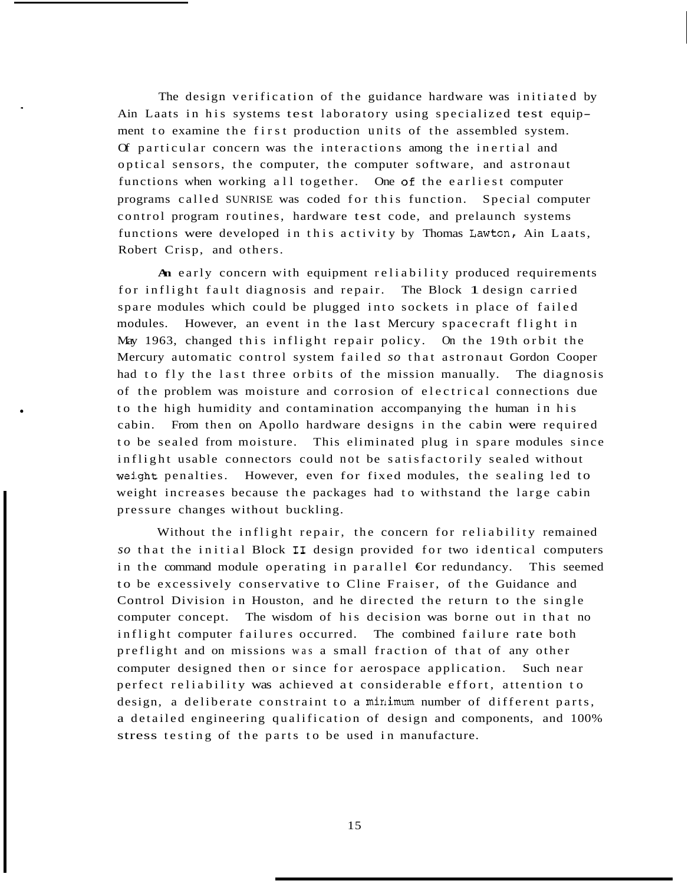The design verification of the guidance hardware was initiated by Ain Laats in his systems test laboratory using specialized test equipment to examine the first production units of the assembled system. Of particular concern was the interactions among the inertial and optical sensors, the computer, the computer software, and astronaut functions when working all together. One of the earliest computer programs called SUNRISE was coded for this function. Special computer control program routines, hardware test code, and prelaunch systems functions were developed in this activity by Thomas Lawton, Ain Laats, Robert Crisp, and others.

An early concern with equipment reliability produced requirements for inflight fault diagnosis and repair. The Block 1 design carried spare modules which could be plugged into sockets in place of failed modules. However, an event in the last Mercury spacecraft flight in May 1963, changed this inflight repair policy. On the 19th orbit the Mercury automatic control system failed so that astronaut Gordon Cooper had to fly the last three orbits of the mission manually. The diagnosis of the problem was moisture and corrosion of electrical connections due to the high humidity and contamination accompanying the human in his cabin. From then on Apollo hardware designs in the cabin were required to be sealed from moisture. This eliminated plug in spare modules since inflight usable connectors could not be satisfactorily sealed without weight penalties. However, even for fixed modules, the sealing led to weight increases because the packages had to withstand the large cabin pressure changes without buckling.

Without the inflight repair, the concern for reliability remained so that the initial Block II design provided for two identical computers in the command module operating in parallel for redundancy. This seemed to be excessively conservative to Cline Fraiser, of the Guidance and Control Division in Houston, and he directed the return to the single computer concept. The wisdom of his decision was borne out in that no inflight computer failures occurred. The combined failure rate both preflight and on missions was a small fraction of that of any other computer designed then or since for aerospace application. Such near perfect reliability was achieved at considerable effort, attention to design, a deliberate constraint to a minimum number of different parts, a detailed engineering qualification of design and components, and 100% stress testing of the parts to be used in manufacture.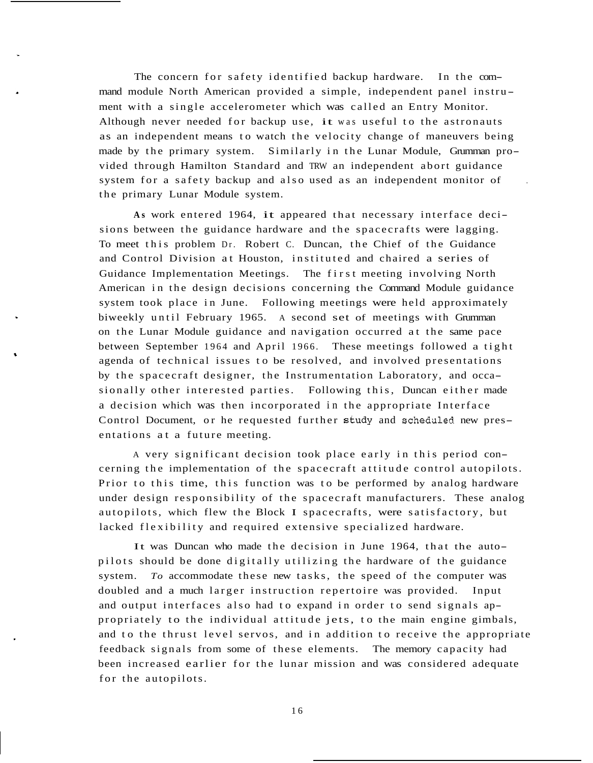The concern for safety identified backup hardware. In the command module North American provided a simple, independent panel instrument with a single accelerometer which was called an Entry Monitor. Although never needed for backup use, it was useful to the astronauts as an independent means to watch the velocity change of maneuvers being made by the primary system. Similarly in the Lunar Module, Grumman provided through Hamilton Standard and TRW an independent abort guidance system for a safety backup and also used as an independent monitor of the primary Lunar Module system.

As work entered 1964, it appeared that necessary interface decisions between the guidance hardware and the spacecrafts were lagging. To meet this problem Dr. Robert C. Duncan, the Chief of the Guidance and Control Division at Houston, instituted and chaired a series of Guidance Implementation Meetings. The first meeting involving North American in the design decisions concerning the Command Module guidance system took place in June. Following meetings were held approximately biweekly until February 1965. A second set of meetings with Grumman on the Lunar Module guidance and navigation occurred at the same pace between September 1964 and April 1966. These meetings followed a tight agenda of technical issues to be resolved, and involved presentations by the spacecraft designer, the Instrumentation Laboratory, and occasionally other interested parties. Following this, Duncan either made a decision which was then incorporated in the appropriate Interface Control Document, or he requested further study and scheduled new presentations at a future meeting.

A very significant decision took place early in this period concerning the implementation of the spacecraft attitude control autopilots. Prior to this time, this function was to be performed by analog hardware under design responsibility of the spacecraft manufacturers. These analog autopilots, which flew the Block I spacecrafts, were satisfactory, but lacked flexibility and required extensive specialized hardware.

It was Duncan who made the decision in June 1964, that the autopilots should be done digitally utilizing the hardware of the guidance system. To accommodate these new tasks, the speed of the computer was doubled and a much larger instruction repertoire was provided. Input and output interfaces also had to expand in order to send signals appropriately to the individual attitude jets, to the main engine gimbals, and to the thrust level servos, and in addition to receive the appropriate feedback signals from some of these elements. The memory capacity had been increased earlier for the lunar mission and was considered adequate for the autopilots.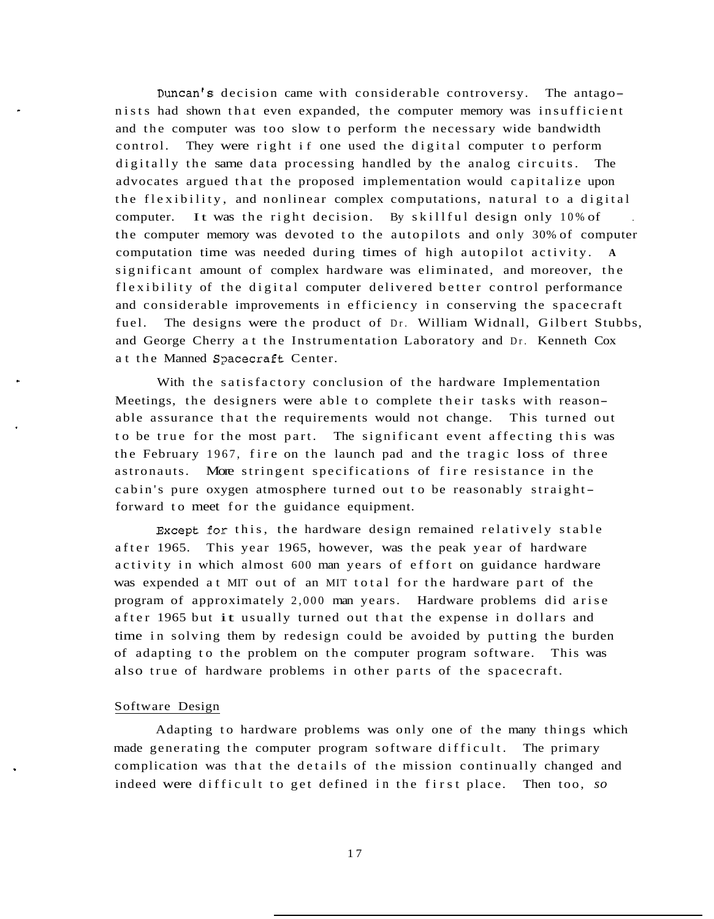Duncan's decision came with considerable controversy. The antagonists had shown that even expanded, the computer memory was insufficient and the computer was too slow to perform the necessary wide bandwidth control. They were right if one used the digital computer to perform digitally the same data processing handled by the analog circuits. The advocates argued that the proposed implementation would capitalize upon the flexibility, and nonlinear complex computations, natural to a digital computer. It was the right decision. By skillful design only 10% of the computer memory was devoted to the autopilots and only 30% of computer computation time was needed during times of high autopilot activity. A significant amount of complex hardware was eliminated, and moreover, the flexibility of the digital computer delivered better control performance and considerable improvements in efficiency in conserving the spacecraft fuel. The designs were the product of Dr. William Widnall, Gilbert Stubbs, and George Cherry at the Instrumentation Laboratory and Dr. Kenneth Cox at the Manned Spacecraft Center.

With the satisfactory conclusion of the hardware Implementation Meetings, the designers were able to complete their tasks with reasonable assurance that the requirements would not change. This turned out to be true for the most part. The significant event affecting this was the February 1967, fire on the launch pad and the tragic loss of three astronauts. More stringent specifications of fire resistance in the cabin's pure oxygen atmosphere turned out to be reasonably straightforward to meet for the guidance equipment.

Except for this, the hardware design remained relatively stable after 1965. This year 1965, however, was the peak year of hardware activity in which almost 600 man years of effort on guidance hardware was expended at MIT out of an MIT total for the hardware part of the program of approximately 2,000 man years. Hardware problems did arise after 1965 but it usually turned out that the expense in dollars and time in solving them by redesign could be avoided by putting the burden of adapting to the problem on the computer program software. This was also true of hardware problems in other parts of the spacecraft.

## Software Design

Adapting to hardware problems was only one of the many things which made generating the computer program software difficult. The primary complication was that the details of the mission continually changed and indeed were difficult to get defined in the first place. Then too, so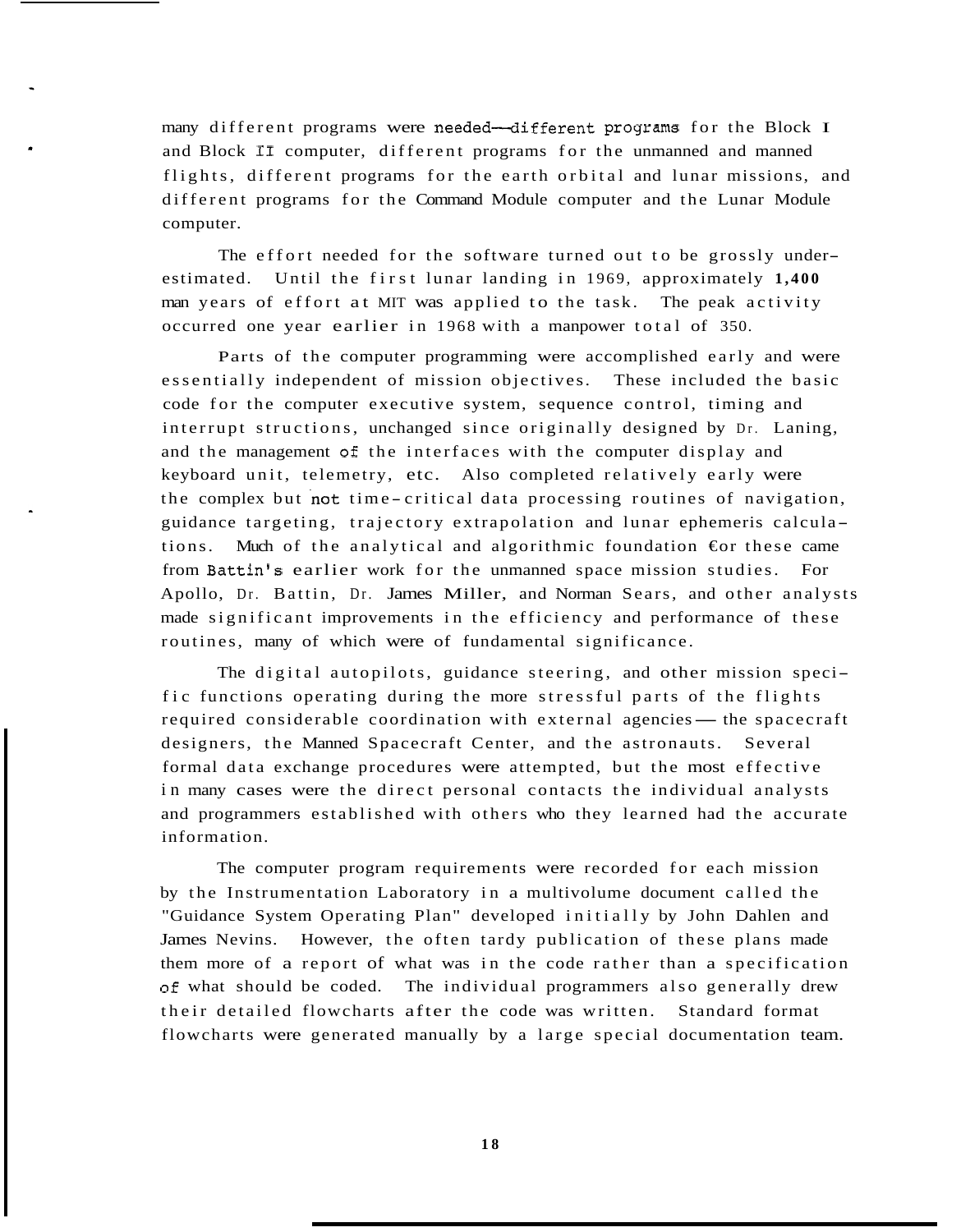many different programs were needed—different programs for the Block I and Block II computer, different programs for the unmanned and manned flights, different programs for the earth orbital and lunar missions, and different programs for the Command Module computer and the Lunar Module computer.

The effort needed for the software turned out to be grossly underestimated. Until the first lunar landing in 1969, approximately **1,400** man years of effort at MIT was applied to the task. The peak activity occurred one year earlier in 1968 with a manpower total of 350.

Parts of the computer programming were accomplished early and were essentially independent of mission objectives. These included the basic code for the computer executive system, sequence control, timing and interrupt structions, unchanged since originally designed by Dr. Laning, and the management of the interfaces with the computer display and keyboard unit, telemetry, etc. Also completed relatively early were the complex but not time-critical data processing routines of navigation, guidance targeting, trajectory extrapolation and lunar ephemeris calculations. Much of the analytical and algorithmic foundation €or these came from Battin's earlier work for the unmanned space mission studies. For Apollo, Dr. Battin, Dr. James Miller, and Norman Sears, and other analysts made significant improvements in the efficiency and performance of these routines, many of which were of fundamental significance.

The digital autopilots, guidance steering, and other mission specific functions operating during the more stressful parts of the flights required considerable coordination with external agencies — the spacecraft designers, the Manned Spacecraft Center, and the astronauts. Several formal data exchange procedures were attempted, but the most effective in many cases were the direct personal contacts the individual analysts and programmers established with others who they learned had the accurate information.

The computer program requirements were recorded for each mission by the Instrumentation Laboratory in a multivolume document called the "Guidance System Operating Plan" developed initially by John Dahlen and James Nevins. However, the often tardy publication of these plans made them more of a report of what was in the code rather than a specification of what should be coded. The individual programmers also generally drew their detailed flowcharts after the code was written. Standard format flowcharts were generated manually by a large special documentation team.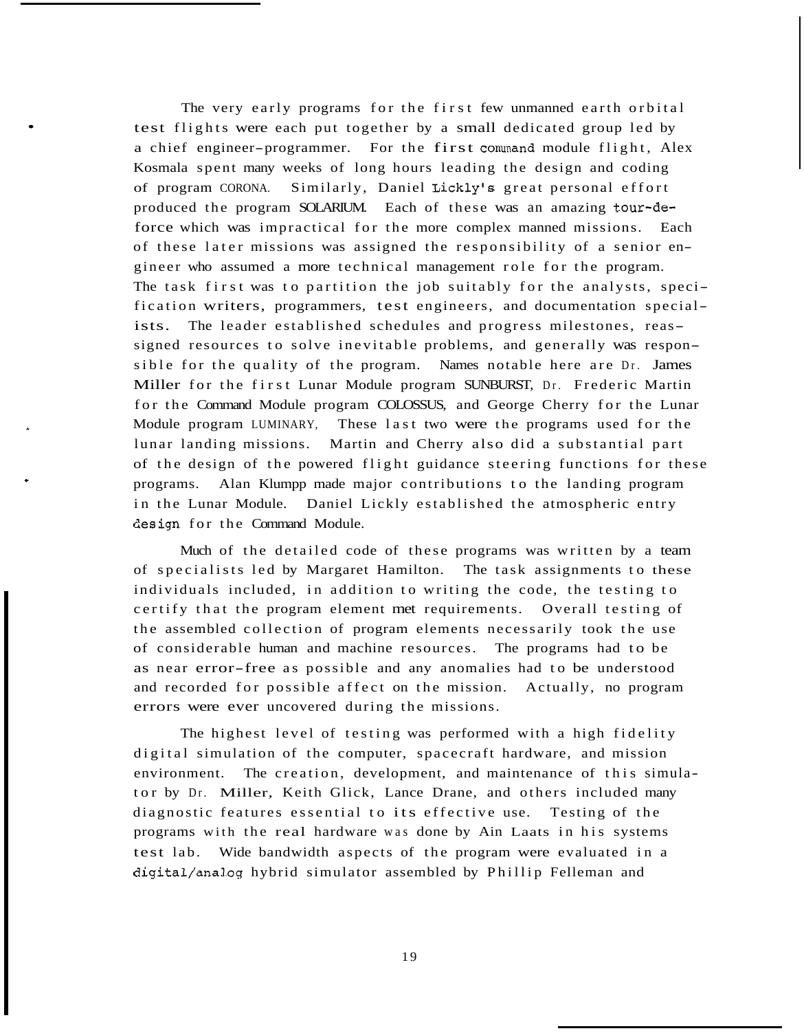The very early programs for the first few unmanned earth orbital test flights were each put together by a small dedicated group led by a chief engineer-programmer. For the first command module flight, Alex Kosmala spent many weeks of long hours leading the design and coding of program CORONA. Similarly, Daniel Lickly's great personal effort produced the program SOLARIUM. Each of these was an amazing tour-de-force which was impractical for the more complex manned missions. Each of these later missions was assigned the responsibility of a senior engineer who assumed a more technical management role for the program. The task first was to partition the job suitably for the analysts, specification writers, programmers, test engineers, and documentation specialists. The leader established schedules and progress milestones, reassigned resources to solve inevitable problems, and generally was responsible for the quality of the program. Names notable here are Dr. James Miller for the first Lunar Module program SUNBURST, Dr. Frederic Martin for the Command Module program COLOSSUS, and George Cherry for the Lunar Module program LUMINARY, These last two were the programs used for the lunar landing missions. Martin and Cherry also did a substantial part of the design of the powered flight guidance steering functions for these programs. Alan Klumpp made major contributions to the landing program in the Lunar Module. Daniel Lickly established the atmospheric entry design for the Command Module.

Much of the detailed code of these programs was written by a team of specialists led by Margaret Hamilton. The task assignments to these individuals included, in addition to writing the code, the testing to certify that the program element met requirements. Overall testing of the assembled collection of program elements necessarily took the use of considerable human and machine resources. The programs had to be as near error-free as possible and any anomalies had to be understood and recorded for possible affect on the mission. Actually, no program errors were ever uncovered during the missions.

The highest level of testing was performed with a high fidelity digital simulation of the computer, spacecraft hardware, and mission environment. The creation, development, and maintenance of this simulator by Dr. Miller, Keith Glick, Lance Drane, and others included many diagnostic features essential to its effective use. Testing of the programs with the real hardware was done by Ain Laats in his systems test lab. Wide bandwidth aspects of the program were evaluated in a digital/analog hybrid simulator assembled by Phillip Felleman and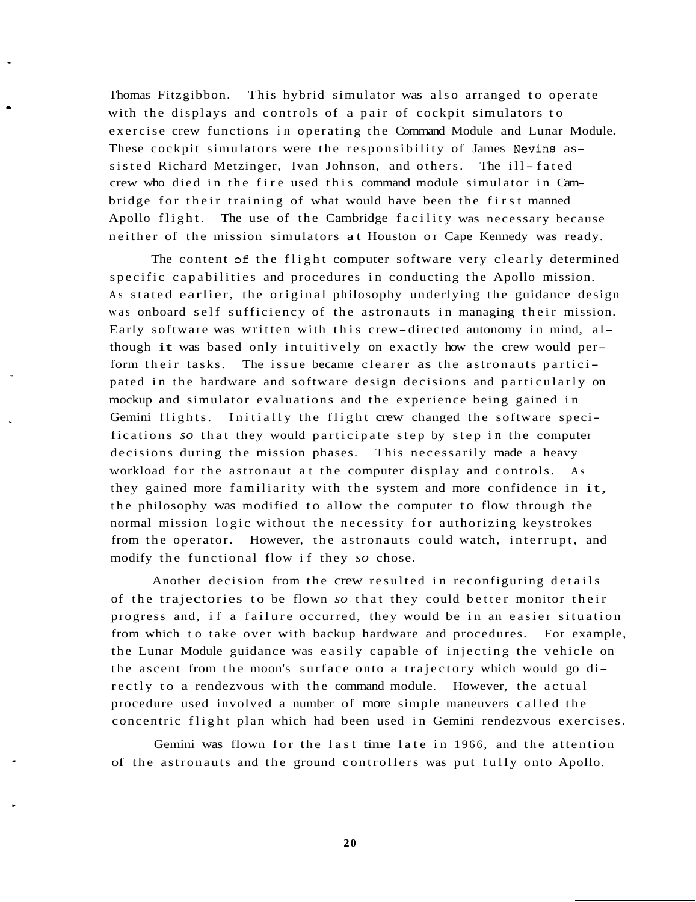Thomas Fitzgibbon. This hybrid simulator was also arranged to operate with the displays and controls of a pair of cockpit simulators to exercise crew functions in operating the Command Module and Lunar Module. These cockpit simulators were the responsibility of James Nevins assisted Richard Metzinger, Ivan Johnson, and others. The ill-fated crew who died in the fire used this command module simulator in Cambridge for their training of what would have been the first manned Apollo flight. The use of the Cambridge facility was necessary because neither of the mission simulators at Houston or Cape Kennedy was ready.

The content of the flight computer software very clearly determined specific capabilities and procedures in conducting the Apollo mission. As stated earlier, the original philosophy underlying the guidance design was onboard self sufficiency of the astronauts in managing their mission. Early software was written with this crew-directed autonomy in mind, although it was based only intuitively on exactly how the crew would perform their tasks. The issue became clearer as the astronauts participated in the hardware and software design decisions and particularly on mockup and simulator evaluations and the experience being gained in Gemini flights. Initially the flight crew changed the software specifications *so* that they would participate step by step in the computer decisions during the mission phases. This necessarily made a heavy workload for the astronaut at the computer display and controls. As they gained more familiarity with the system and more confidence in it, the philosophy was modified to allow the computer to flow through the normal mission logic without the necessity for authorizing keystrokes from the operator. However, the astronauts could watch, interrupt, and modify the functional flow if they *so* chose.

Another decision from the crew resulted in reconfiguring details of the trajectories to be flown *so* that they could better monitor their progress and, if a failure occurred, they would be in an easier situation from which to take over with backup hardware and procedures. For example, the Lunar Module guidance was easily capable of injecting the vehicle on the ascent from the moon's surface onto a trajectory which would go directly to a rendezvous with the command module. However, the actual procedure used involved a number of more simple maneuvers called the concentric flight plan which had been used in Gemini rendezvous exercises.

Gemini was flown for the last time late in 1966, and the attention of the astronauts and the ground controllers was put fully onto Apollo.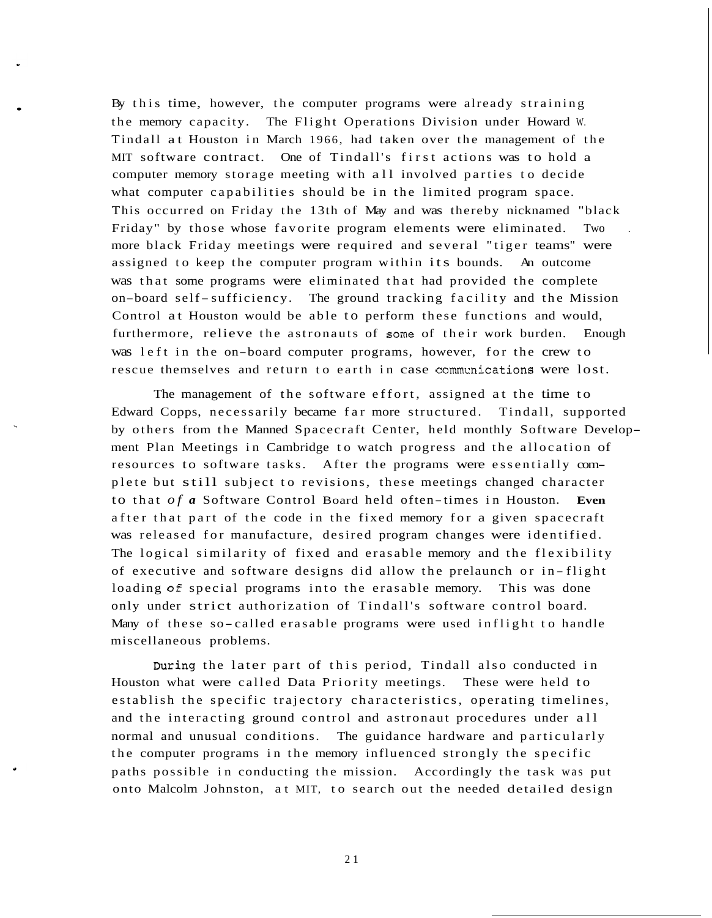By this time, however, the computer programs were already straining the memory capacity. The Flight Operations Division under Howard W. Tindall at Houston in March 1966, had taken over the management of the MIT software contract. One of Tindall's first actions was to hold a computer memory storage meeting with all involved parties to decide what computer capabilities should be in the limited program space. This occurred on Friday the 13th of May and was thereby nicknamed "black Friday" by those whose favorite program elements were eliminated. Two more black Friday meetings were required and several "tiger teams" were assigned to keep the computer program within its bounds. An outcome was that some programs were eliminated that had provided the complete on-board self-sufficiency. The ground tracking facility and the Mission Control at Houston would be able to perform these functions and would, furthermore, relieve the astronauts of some of their work burden. Enough was left in the on-board computer programs, however, for the crew to rescue themselves and return to earth in case communications were lost.

The management of the software effort, assigned at the time to Edward Copps, necessarily became far more structured. Tindall, supported by others from the Manned Spacecraft Center, held monthly Software Development Plan Meetings in Cambridge to watch progress and the allocation of resources to software tasks. After the programs were essentially complete but still subject to revisions, these meetings changed character to that *of a* Software Control Board held often-times in Houston. Even after that part of the code in the fixed memory for a given spacecraft was released for manufacture, desired program changes were identified. The logical similarity of fixed and erasable memory and the flexibility of executive and software designs did allow the prelaunch or in-flight loading of special programs into the erasable memory. This was done only under strict authorization of Tindall's software control board. Many of these so-called erasable programs were used inflight to handle miscellaneous problems.

During the later part of this period, Tindall also conducted in Houston what were called Data Priority meetings. These were held to establish the specific trajectory characteristics, operating timelines, and the interacting ground control and astronaut procedures under all normal and unusual conditions. The guidance hardware and particularly the computer programs in the memory influenced strongly the specific paths possible in conducting the mission. Accordingly the task was put onto Malcolm Johnston, at MIT, to search out the needed detailed design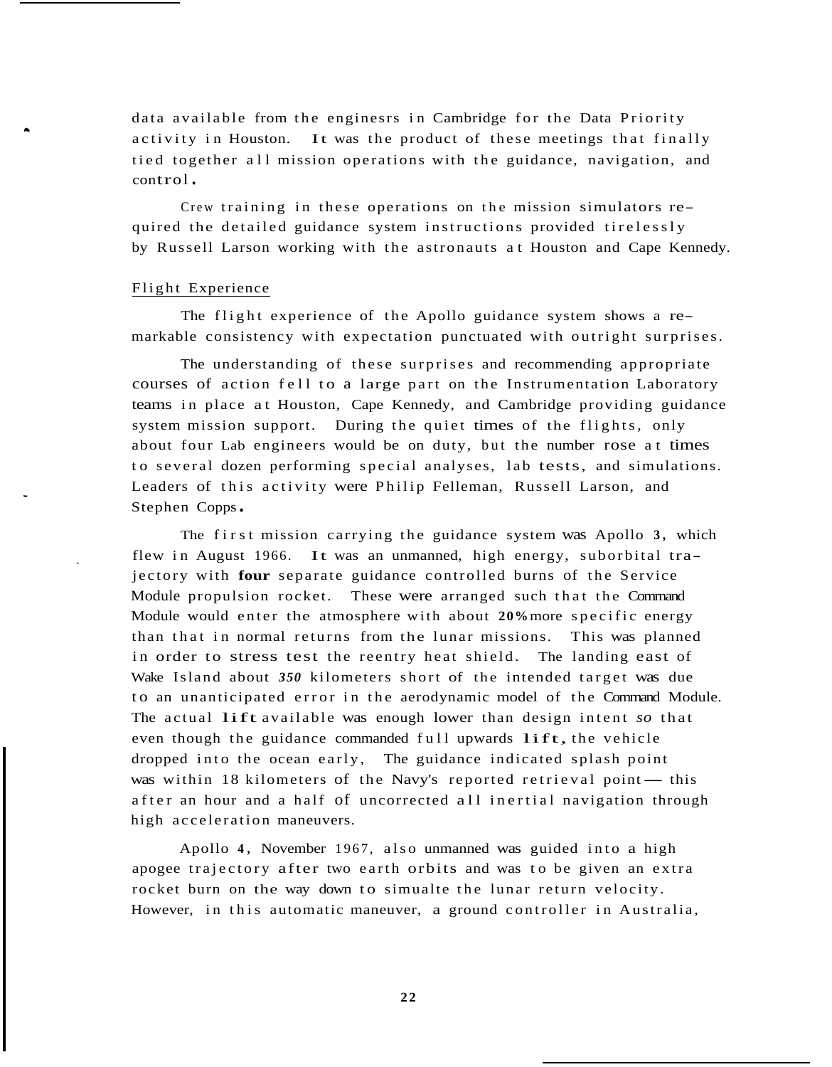data available from the enginesrs in Cambridge for the Data Priority activity in Houston. It was the product of these meetings that finally tied together all mission operations with the guidance, navigation, and control.

Crew training in these operations on the mission simulators required the detailed guidance system instructions provided tirelessly by Russell Larson working with the astronauts at Houston and Cape Kennedy.

## Flight Experience

The flight experience of the Apollo guidance system shows a remarkable consistency with expectation punctuated with outright surprises.

The understanding of these surprises and recommending appropriate courses of action fell to a large part on the Instrumentation Laboratory teams in place at Houston, Cape Kennedy, and Cambridge providing guidance system mission support. During the quiet times of the flights, only about four Lab engineers would be on duty, but the number rose at times to several dozen performing special analyses, lab tests, and simulations. Leaders of this activity were Philip Felleman, Russell Larson, and Stephen Copps.

The first mission carrying the guidance system was Apollo 3, which flew in August 1966. It was an unmanned, high energy, suborbital trajectory with four separate guidance controlled burns of the Service Module propulsion rocket. These were arranged such that the Command Module would enter the atmosphere with about 20% more specific energy than that in normal returns from the lunar missions. This was planned in order to stress test the reentry heat shield. The landing east of Wake Island about 350 kilometers short of the intended target was due to an unanticipated error in the aerodynamic model of the Command Module. The actual lift available was enough lower than design intent so that even though the guidance commanded full upwards lift, the vehicle dropped into the ocean early, The guidance indicated splash point was within 18 kilometers of the Navy's reported retrieval point — this after an hour and a half of uncorrected all inertial navigation through high acceleration maneuvers.

Apollo 4, November 1967, also unmanned was guided into a high apogee trajectory after two earth orbits and was to be given an extra rocket burn on the way down to simualte the lunar return velocity. However, in this automatic maneuver, a ground controller in Australia,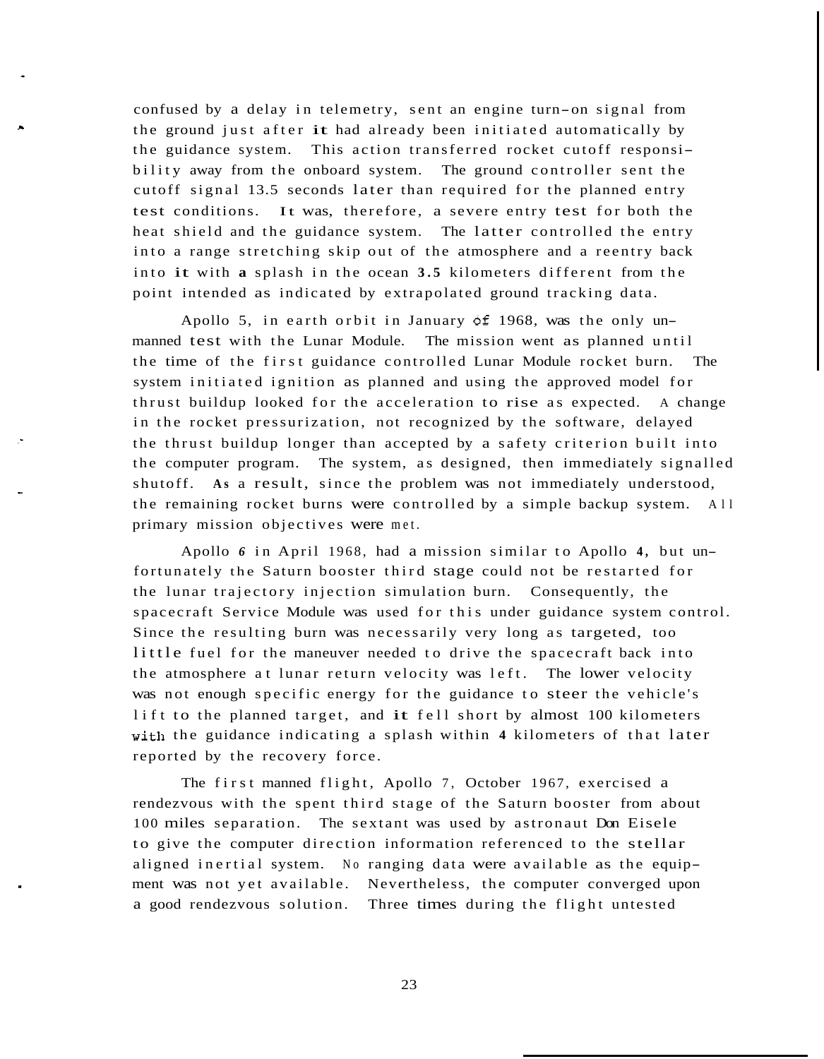confused by a delay in telemetry, sent an engine turn-on signal from the ground just after it had already been initiated automatically by the guidance system. This action transferred rocket cutoff responsibility away from the onboard system. The ground controller sent the cutoff signal 13.5 seconds later than required for the planned entry test conditions. It was, therefore, a severe entry test for both the heat shield and the guidance system. The latter controlled the entry into a range stretching skip out of the atmosphere and a reentry back into it with a splash in the ocean 3.5 kilometers different from the point intended as indicated by extrapolated ground tracking data.

Apollo 5, in earth orbit in January of 1968, was the only unmanned test with the Lunar Module. The mission went as planned until the time of the first guidance controlled Lunar Module rocket burn. The system initiated ignition as planned and using the approved model for thrust buildup looked for the acceleration to rise as expected. A change in the rocket pressurization, not recognized by the software, delayed the thrust buildup longer than accepted by a safety criterion built into the computer program. The system, as designed, then immediately signalled shutoff. As a result, since the problem was not immediately understood, the remaining rocket burns were controlled by a simple backup system. All primary mission objectives were met.

Apollo 6 in April 1968, had a mission similar to Apollo 4, but unfortunately the Saturn booster third stage could not be restarted for the lunar trajectory injection simulation burn. Consequently, the spacecraft Service Module was used for this under guidance system control. Since the resulting burn was necessarily very long as targeted, too little fuel for the maneuver needed to drive the spacecraft back into the atmosphere at lunar return velocity was left. The lower velocity was not enough specific energy for the guidance to steer the vehicle's lift to the planned target, and it fell short by almost 100 kilometers with the guidance indicating a splash within 4 kilometers of that later reported by the recovery force.

The first manned flight, Apollo 7, October 1967, exercised a rendezvous with the spent third stage of the Saturn booster from about 100 miles separation. The sextant was used by astronaut Don Eisele to give the computer direction information referenced to the stellar aligned inertial system. No ranging data were available as the equipment was not yet available. Nevertheless, the computer converged upon a good rendezvous solution. Three times during the flight untested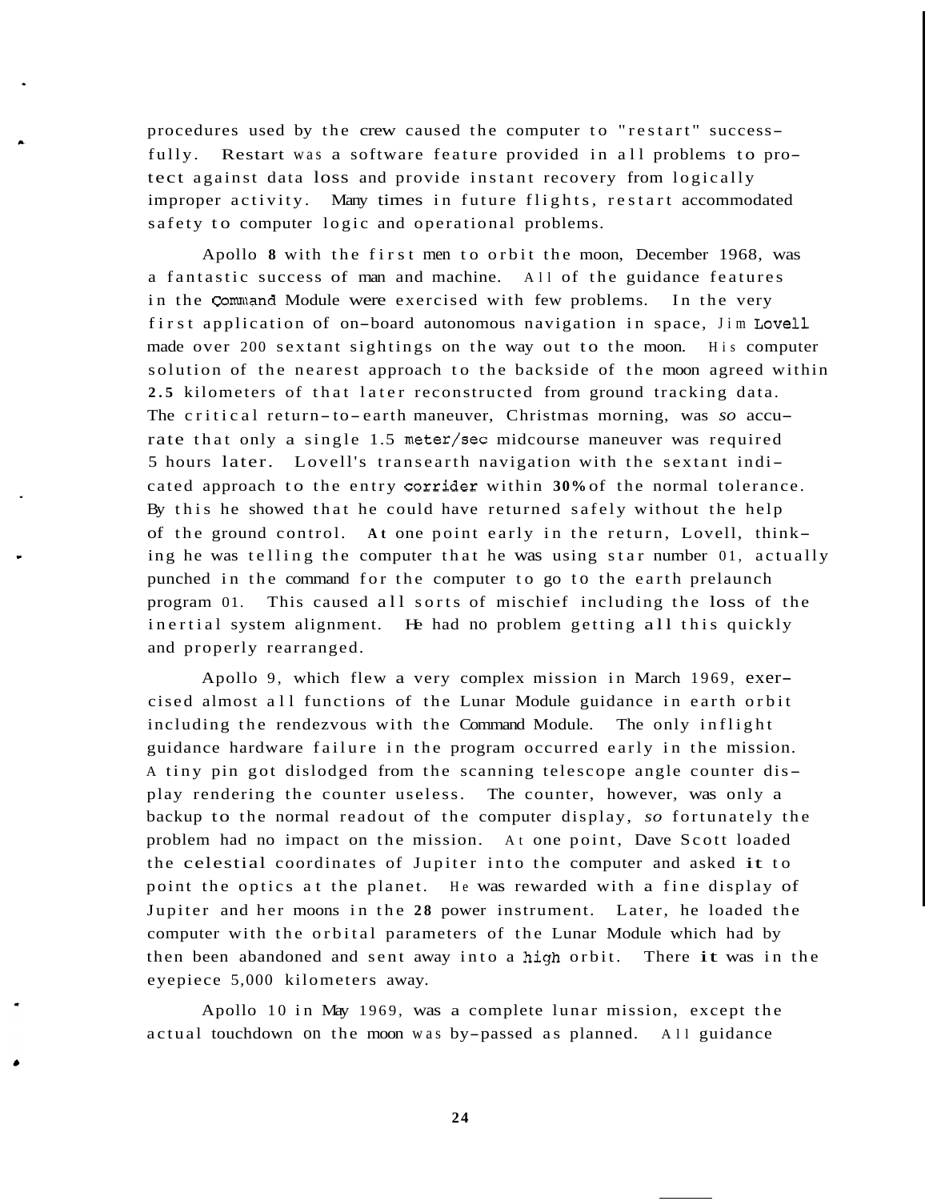procedures used by the crew caused the computer to "restart" successfully. Restart was a software feature provided in all problems to protect against data loss and provide instant recovery from logically improper activity. Many times in future flights, restart accommodated safety to computer logic and operational problems.

Apollo 8 with the first men to orbit the moon, December 1968, was a fantastic success of man and machine. All of the guidance features in the Command Module were exercised with few problems. In the very first application of on-board autonomous navigation in space, Jim Lovell made over 200 sextant sightings on the way out to the moon. His computer solution of the nearest approach to the backside of the moon agreed within 2.5 kilometers of that later reconstructed from ground tracking data. The critical return-to-earth maneuver, Christmas morning, was so accurate that only a single 1.5 meter/sec midcourse maneuver was required 5 hours later. Lovell's transearth navigation with the sextant indicated approach to the entry corrider within 30% of the normal tolerance. By this he showed that he could have returned safely without the help of the ground control. At one point early in the return, Lovell, thinking he was telling the computer that he was using star number 01, actually punched in the command for the computer to go to the earth prelaunch program 01. This caused all sorts of mischief including the loss of the inertial system alignment. He had no problem getting all this quickly and properly rearranged.

Apollo 9, which flew a very complex mission in March 1969, exercised almost all functions of the Lunar Module guidance in earth orbit including the rendezvous with the Command Module. The only inflight guidance hardware failure in the program occurred early in the mission. A tiny pin got dislodged from the scanning telescope angle counter display rendering the counter useless. The counter, however, was only a backup to the normal readout of the computer display, so fortunately the problem had no impact on the mission. At one point, Dave Scott loaded the celestial coordinates of Jupiter into the computer and asked it to point the optics at the planet. He was rewarded with a fine display of Jupiter and her moons in the 28 power instrument. Later, he loaded the computer with the orbital parameters of the Lunar Module which had by then been abandoned and sent away into a high orbit. There it was in the eyepiece 5,000 kilometers away.

Apollo 10 in May 1969, was a complete lunar mission, except the actual touchdown on the moon was by-passed as planned. All guidance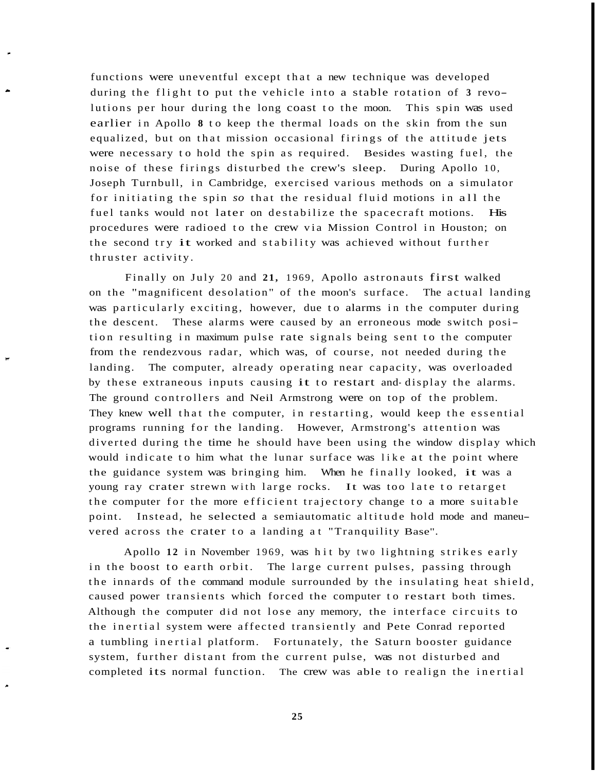functions were uneventful except that a new technique was developed during the flight to put the vehicle into a stable rotation of 3 revolutions per hour during the long coast to the moon. This spin was used earlier in Apollo 8 to keep the thermal loads on the skin from the sun equalized, but on that mission occasional firings of the attitude jets were necessary to hold the spin as required. Besides wasting fuel, the noise of these firings disturbed the crew's sleep. During Apollo 10, Joseph Turnbull, in Cambridge, exercised various methods on a simulator for initiating the spin so that the residual fluid motions in all the fuel tanks would not later on destabilize the spacecraft motions. His procedures were radioed to the crew via Mission Control in Houston; on the second try it worked and stability was achieved without further thruster activity.

Finally on July 20 and 21, 1969, Apollo astronauts first walked on the "magnificent desolation" of the moon's surface. The actual landing was particularly exciting, however, due to alarms in the computer during the descent. These alarms were caused by an erroneous mode switch position resulting in maximum pulse rate signals being sent to the computer from the rendezvous radar, which was, of course, not needed during the landing. The computer, already operating near capacity, was overloaded by these extraneous inputs causing it to restart and display the alarms. The ground controllers and Neil Armstrong were on top of the problem. They knew well that the computer, in restarting, would keep the essential programs running for the landing. However, Armstrong's attention was diverted during the time he should have been using the window display which would indicate to him what the lunar surface was like at the point where the guidance system was bringing him. When he finally looked, it was a young ray crater strewn with large rocks. It was too late to retarget the computer for the more efficient trajectory change to a more suitable point. Instead, he selected a semiautomatic altitude hold mode and maneuvered across the crater to a landing at "Tranquility Base".

Apollo 12 in November 1969, was hit by two lightning strikes early in the boost to earth orbit. The large current pulses, passing through the innards of the command module surrounded by the insulating heat shield, caused power transients which forced the computer to restart both times. Although the computer did not lose any memory, the interface circuits to the inertial system were affected transiently and Pete Conrad reported a tumbling inertial platform. Fortunately, the Saturn booster guidance system, further distant from the current pulse, was not disturbed and completed its normal function. The crew was able to realign the inertial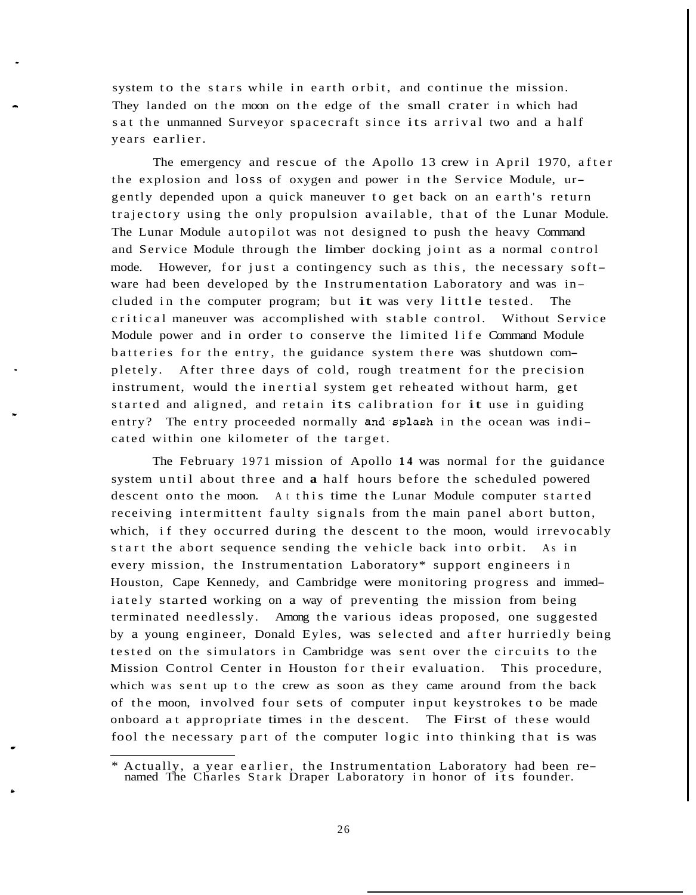system to the stars while in earth orbit, and continue the mission. They landed on the moon on the edge of the small crater in which had sat the unmanned Surveyor spacecraft since its arrival two and a half years earlier.

The emergency and rescue of the Apollo 13 crew in April 1970, after the explosion and loss of oxygen and power in the Service Module, urgently depended upon a quick maneuver to get back on an earth's return trajectory using the only propulsion available, that of the Lunar Module. The Lunar Module autopilot was not designed to push the heavy Command and Service Module through the limber docking joint as a normal control mode. However, for just a contingency such as this, the necessary software had been developed by the Instrumentation Laboratory and was included in the computer program; but it was very little tested. The critical maneuver was accomplished with stable control. Without Service Module power and in order to conserve the limited life Command Module batteries for the entry, the guidance system there was shutdown completely. After three days of cold, rough treatment for the precision instrument, would the inertial system get reheated without harm, get started and aligned, and retain its calibration for it use in guiding entry? The entry proceeded normally and splash in the ocean was indicated within one kilometer of the target.

The February 1971 mission of Apollo 14 was normal for the guidance system until about three and a half hours before the scheduled powered descent onto the moon. At this time the Lunar Module computer started receiving intermittent faulty signals from the main panel abort button, which, if they occurred during the descent to the moon, would irrevocably start the abort sequence sending the vehicle back into orbit. As in every mission, the Instrumentation Laboratory* support engineers in Houston, Cape Kennedy, and Cambridge were monitoring progress and immediately started working on a way of preventing the mission from being terminated needlessly. Among the various ideas proposed, one suggested by a young engineer, Donald Eyles, was selected and after hurriedly being tested on the simulators in Cambridge was sent over the circuits to the Mission Control Center in Houston for their evaluation. This procedure, which was sent up to the crew as soon as they came around from the back of the moon, involved four sets of computer input keystrokes to be made onboard at appropriate times in the descent. The First of these would fool the necessary part of the computer logic into thinking that is was

---

* Actually, a year earlier, the Instrumentation Laboratory had been renamed The Charles Stark Draper Laboratory in honor of its founder.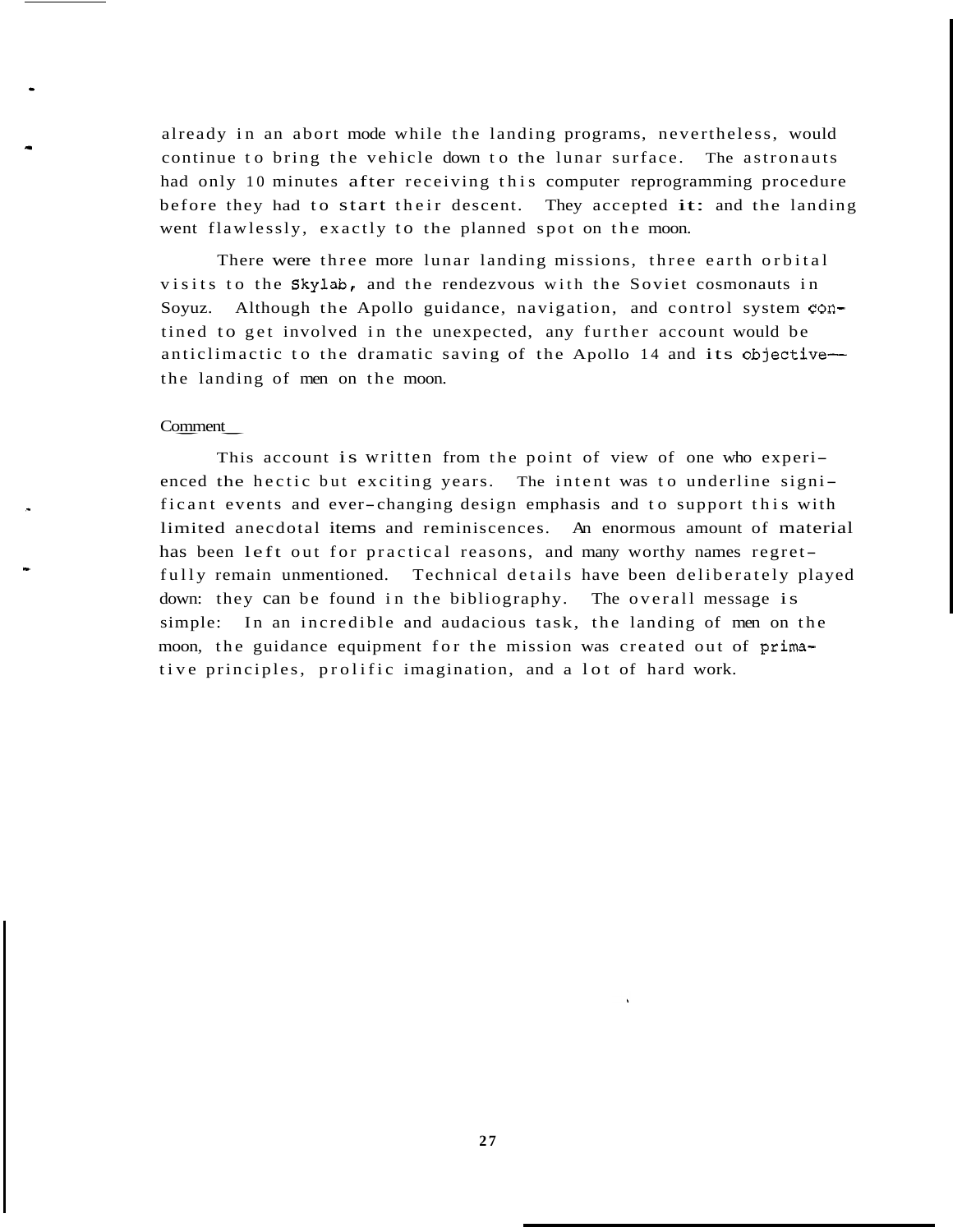already in an abort mode while the landing programs, nevertheless, would continue to bring the vehicle down to the lunar surface. The astronauts had only 10 minutes after receiving this computer reprogramming procedure before they had to start their descent. They accepted it: and the landing went flawlessly, exactly to the planned spot on the moon.

There were three more lunar landing missions, three earth orbital visits to the Skylab, and the rendezvous with the Soviet cosmonauts in Soyuz. Although the Apollo guidance, navigation, and control system continued to get involved in the unexpected, any further account would be anticlimactic to the dramatic saving of the Apollo 14 and its objective— the landing of men on the moon.

## Comment

This account is written from the point of view of one who experienced the hectic but exciting years. The intent was to underline significant events and ever-changing design emphasis and to support this with limited anecdotal items and reminiscences. An enormous amount of material has been left out for practical reasons, and many worthy names regretfully remain unmentioned. Technical details have been deliberately played down: they can be found in the bibliography. The overall message is simple: In an incredible and audacious task, the landing of men on the moon, the guidance equipment for the mission was created out of primative principles, prolific imagination, and a lot of hard work.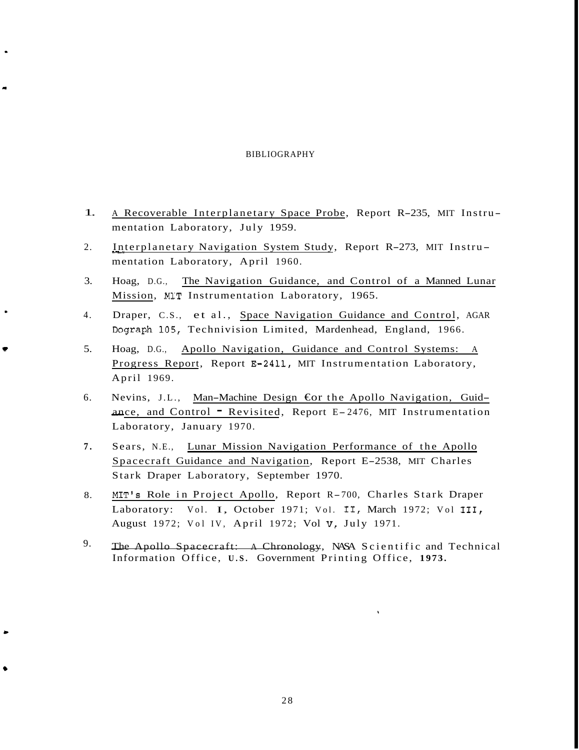# BIBLIOGRAPHY

1. A Recoverable Interplanetary Space Probe, Report R-235, MIT Instrumentation Laboratory, July 1959.

2. Interplanetary Navigation System Study, Report R-273, MIT Instrumentation Laboratory, April 1960.

3. Hoag, D.G., The Navigation Guidance, and Control of a Manned Lunar Mission, MIT Instrumentation Laboratory, 1965.

4. Draper, C.S., et al., Space Navigation Guidance and Control, AGARDograph 105, Technivision Limited, Mardenhead, England, 1966.

5. Hoag, D.G., Apollo Navigation, Guidance and Control Systems: A Progress Report, Report E-2411, MIT Instrumentation Laboratory, April 1969.

6. Nevins, J.L., Man-Machine Design €or the Apollo Navigation, Guidance, and Control - Revisited, Report E-2476, MIT Instrumentation Laboratory, January 1970.

7. Sears, N.E., Lunar Mission Navigation Performance of the Apollo Spacecraft Guidance and Navigation, Report E-2538, MIT Charles Stark Draper Laboratory, September 1970.

8. MIT's Role in Project Apollo, Report R-700, Charles Stark Draper Laboratory: Vol. I, October 1971; Vol. II, March 1972; Vol III, August 1972; Vol IV, April 1972; Vol V, July 1971.

9. The Apollo Spacecraft: A Chronology, NASA Scientific and Technical Information Office, U.S. Government Printing Office, 1973.